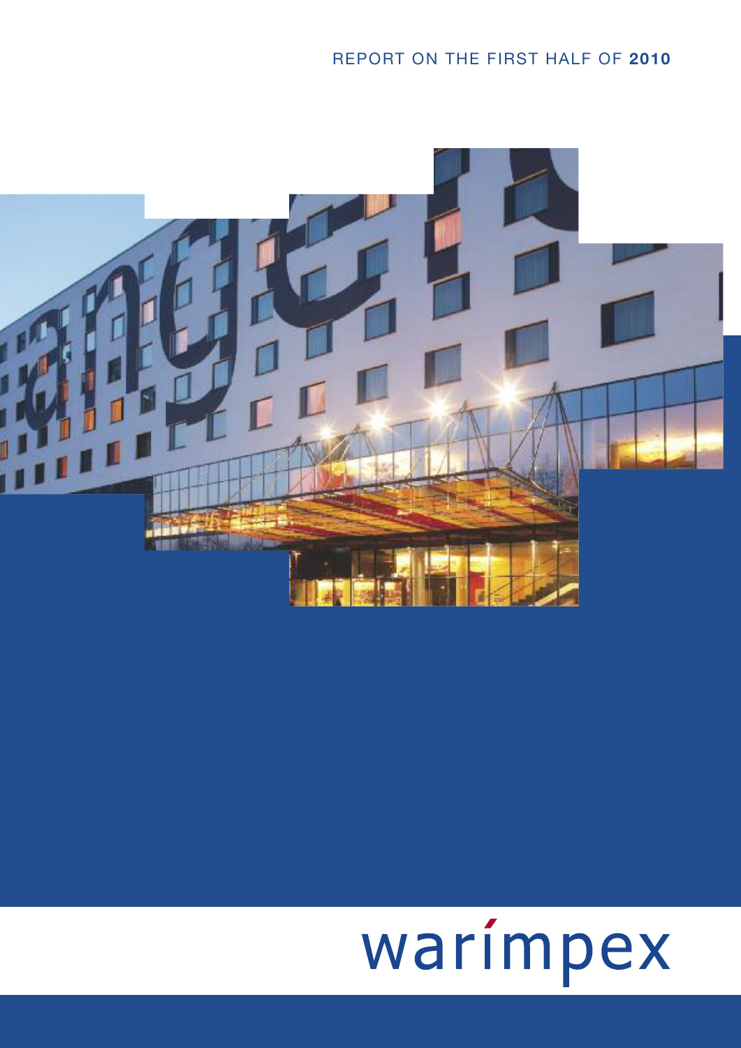REPORT ON THE FIRST HALF OF **2010**

warimpex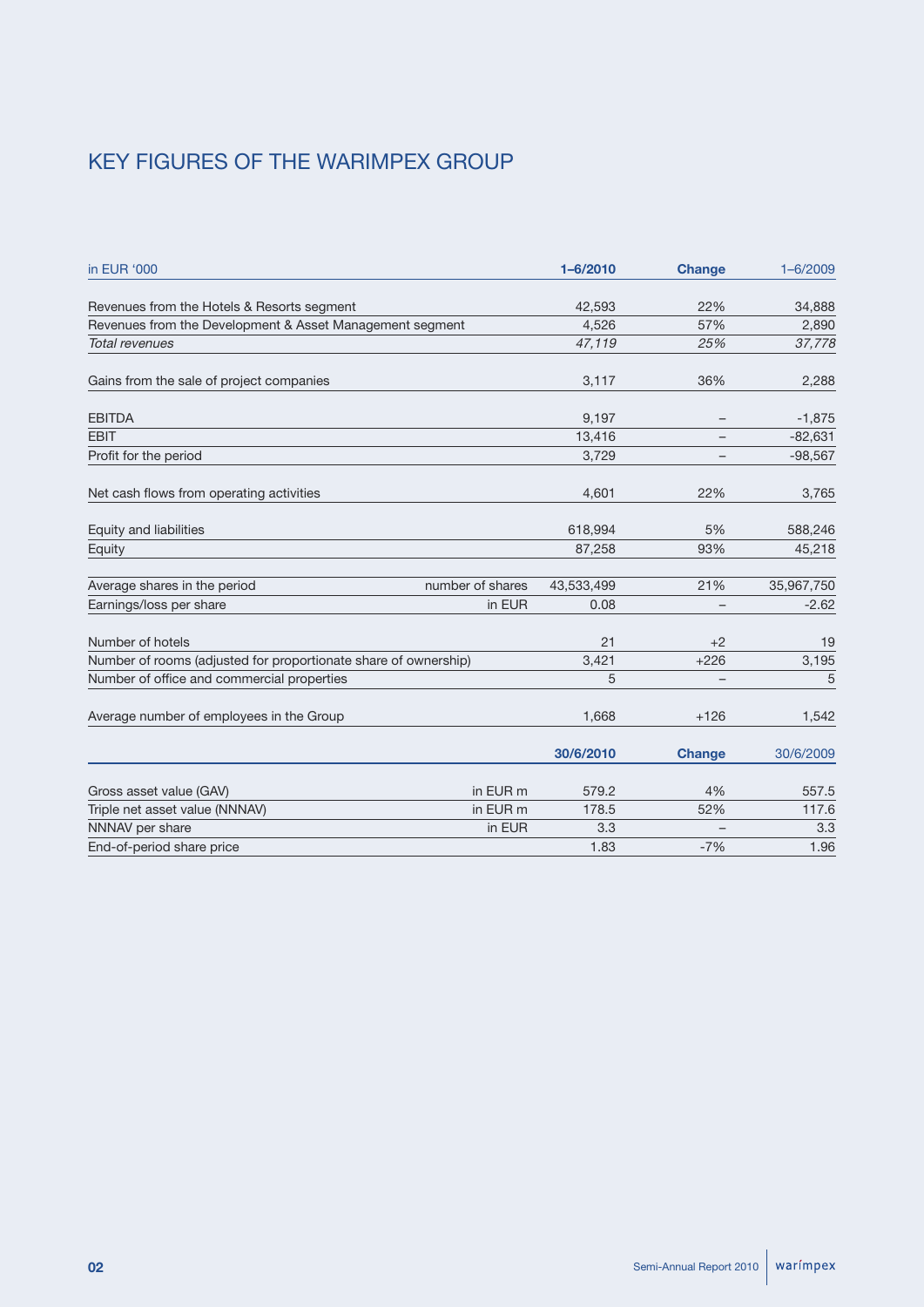# KEY FIGURES OF THE WARIMPEX GROUP

| in EUR '000 | | 1–6/2010 | Change | 1–6/2009 |
|---|---|---|---|---|
| Revenues from the Hotels & Resorts segment | | 42,593 | 22% | 34,888 |
| Revenues from the Development & Asset Management segment | | 4,526 | 57% | 2,890 |
| *Total revenues* | | *47,119* | *25%* | *37,778* |
| Gains from the sale of project companies | | 3,117 | 36% | 2,288 |
| EBITDA | | 9,197 | – | -1,875 |
| EBIT | | 13,416 | – | -82,631 |
| Profit for the period | | 3,729 | – | -98,567 |
| Net cash flows from operating activities | | 4,601 | 22% | 3,765 |
| Equity and liabilities | | 618,994 | 5% | 588,246 |
| Equity | | 87,258 | 93% | 45,218 |
| Average shares in the period | number of shares | 43,533,499 | 21% | 35,967,750 |
| Earnings/loss per share | in EUR | 0.08 | – | -2.62 |
| Number of hotels | | 21 | +2 | 19 |
| Number of rooms (adjusted for proportionate share of ownership) | | 3,421 | +226 | 3,195 |
| Number of office and commercial properties | | 5 | – | 5 |
| Average number of employees in the Group | | 1,668 | +126 | 1,542 |

| | | 30/6/2010 | Change | 30/6/2009 |
|---|---|---|---|---|
| Gross asset value (GAV) | in EUR m | 579.2 | 4% | 557.5 |
| Triple net asset value (NNNAV) | in EUR m | 178.5 | 52% | 117.6 |
| NNNAV per share | in EUR | 3.3 | – | 3.3 |
| End-of-period share price | | 1.83 | -7% | 1.96 |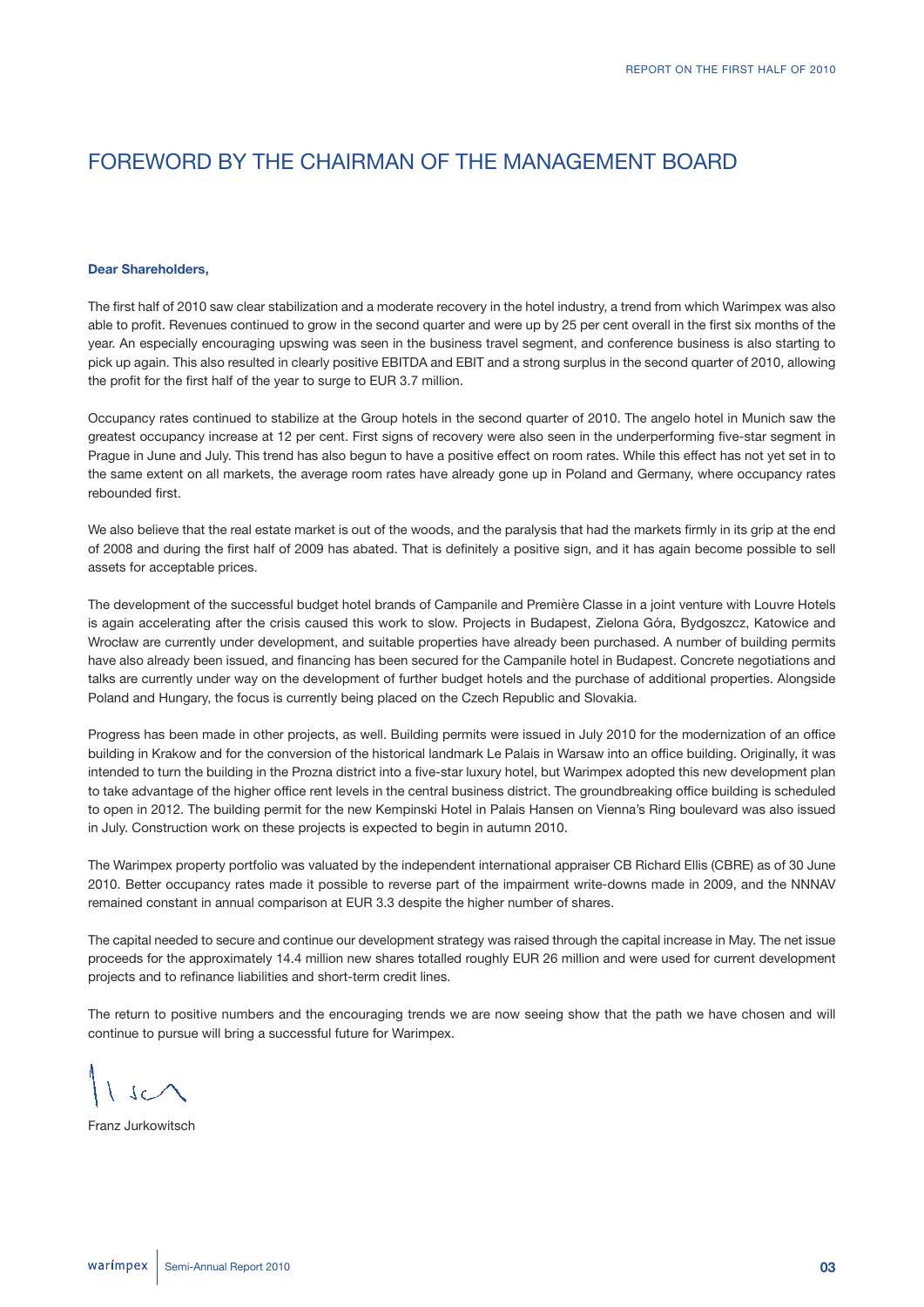# FOREWORD BY THE CHAIRMAN OF THE MANAGEMENT BOARD

**Dear Shareholders,**

The first half of 2010 saw clear stabilization and a moderate recovery in the hotel industry, a trend from which Warimpex was also able to profit. Revenues continued to grow in the second quarter and were up by 25 per cent overall in the first six months of the year. An especially encouraging upswing was seen in the business travel segment, and conference business is also starting to pick up again. This also resulted in clearly positive EBITDA and EBIT and a strong surplus in the second quarter of 2010, allowing the profit for the first half of the year to surge to EUR 3.7 million.

Occupancy rates continued to stabilize at the Group hotels in the second quarter of 2010. The angelo hotel in Munich saw the greatest occupancy increase at 12 per cent. First signs of recovery were also seen in the underperforming five-star segment in Prague in June and July. This trend has also begun to have a positive effect on room rates. While this effect has not yet set in to the same extent on all markets, the average room rates have already gone up in Poland and Germany, where occupancy rates rebounded first.

We also believe that the real estate market is out of the woods, and the paralysis that had the markets firmly in its grip at the end of 2008 and during the first half of 2009 has abated. That is definitely a positive sign, and it has again become possible to sell assets for acceptable prices.

The development of the successful budget hotel brands of Campanile and Première Classe in a joint venture with Louvre Hotels is again accelerating after the crisis caused this work to slow. Projects in Budapest, Zielona Góra, Bydgoszcz, Katowice and Wrocław are currently under development, and suitable properties have already been purchased. A number of building permits have also already been issued, and financing has been secured for the Campanile hotel in Budapest. Concrete negotiations and talks are currently under way on the development of further budget hotels and the purchase of additional properties. Alongside Poland and Hungary, the focus is currently being placed on the Czech Republic and Slovakia.

Progress has been made in other projects, as well. Building permits were issued in July 2010 for the modernization of an office building in Krakow and for the conversion of the historical landmark Le Palais in Warsaw into an office building. Originally, it was intended to turn the building in the Prozna district into a five-star luxury hotel, but Warimpex adopted this new development plan to take advantage of the higher office rent levels in the central business district. The groundbreaking office building is scheduled to open in 2012. The building permit for the new Kempinski Hotel in Palais Hansen on Vienna's Ring boulevard was also issued in July. Construction work on these projects is expected to begin in autumn 2010.

The Warimpex property portfolio was valuated by the independent international appraiser CB Richard Ellis (CBRE) as of 30 June 2010. Better occupancy rates made it possible to reverse part of the impairment write-downs made in 2009, and the NNNAV remained constant in annual comparison at EUR 3.3 despite the higher number of shares.

The capital needed to secure and continue our development strategy was raised through the capital increase in May. The net issue proceeds for the approximately 14.4 million new shares totalled roughly EUR 26 million and were used for current development projects and to refinance liabilities and short-term credit lines.

The return to positive numbers and the encouraging trends we are now seeing show that the path we have chosen and will continue to pursue will bring a successful future for Warimpex.

Franz Jurkowitsch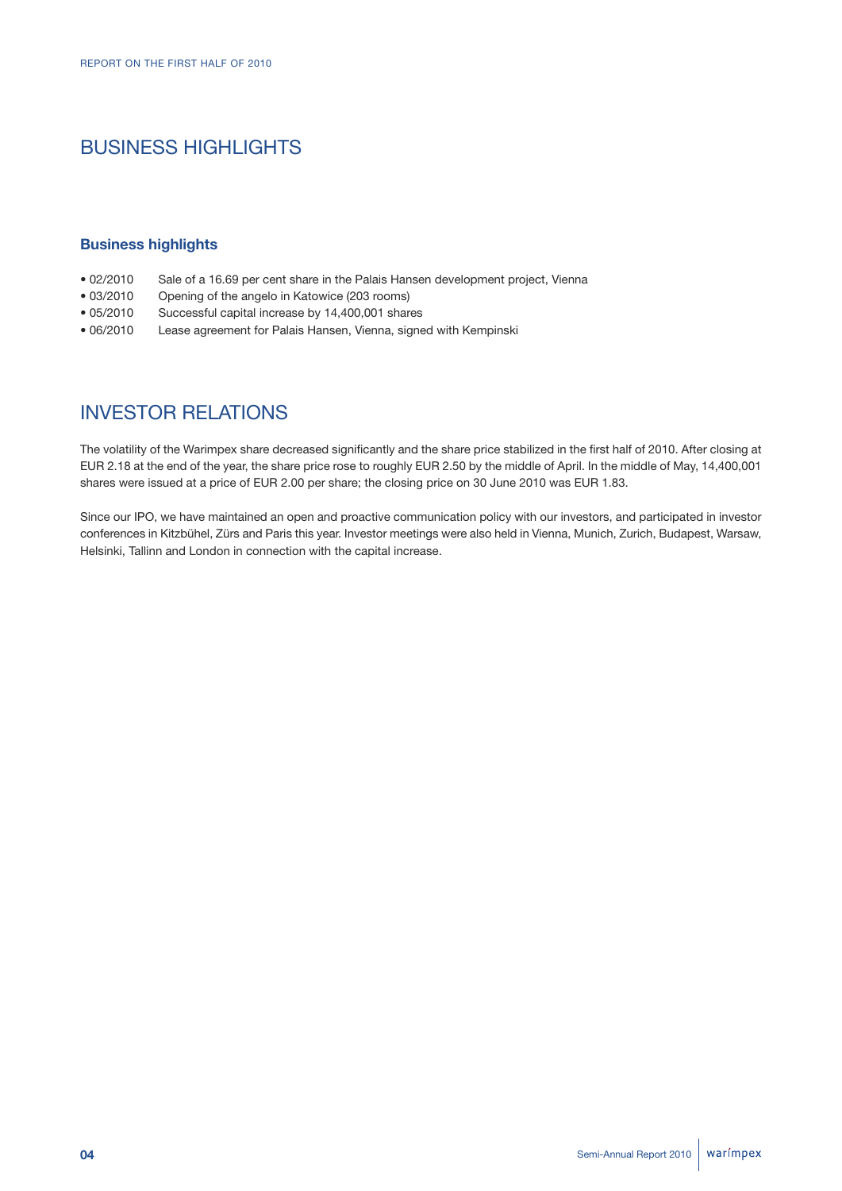# BUSINESS HIGHLIGHTS

### Business highlights

- 02/2010 Sale of a 16.69 per cent share in the Palais Hansen development project, Vienna
- 03/2010 Opening of the angelo in Katowice (203 rooms)
- 05/2010 Successful capital increase by 14,400,001 shares
- 06/2010 Lease agreement for Palais Hansen, Vienna, signed with Kempinski

# INVESTOR RELATIONS

The volatility of the Warimpex share decreased significantly and the share price stabilized in the first half of 2010. After closing at EUR 2.18 at the end of the year, the share price rose to roughly EUR 2.50 by the middle of April. In the middle of May, 14,400,001 shares were issued at a price of EUR 2.00 per share; the closing price on 30 June 2010 was EUR 1.83.

Since our IPO, we have maintained an open and proactive communication policy with our investors, and participated in investor conferences in Kitzbühel, Zürs and Paris this year. Investor meetings were also held in Vienna, Munich, Zurich, Budapest, Warsaw, Helsinki, Tallinn and London in connection with the capital increase.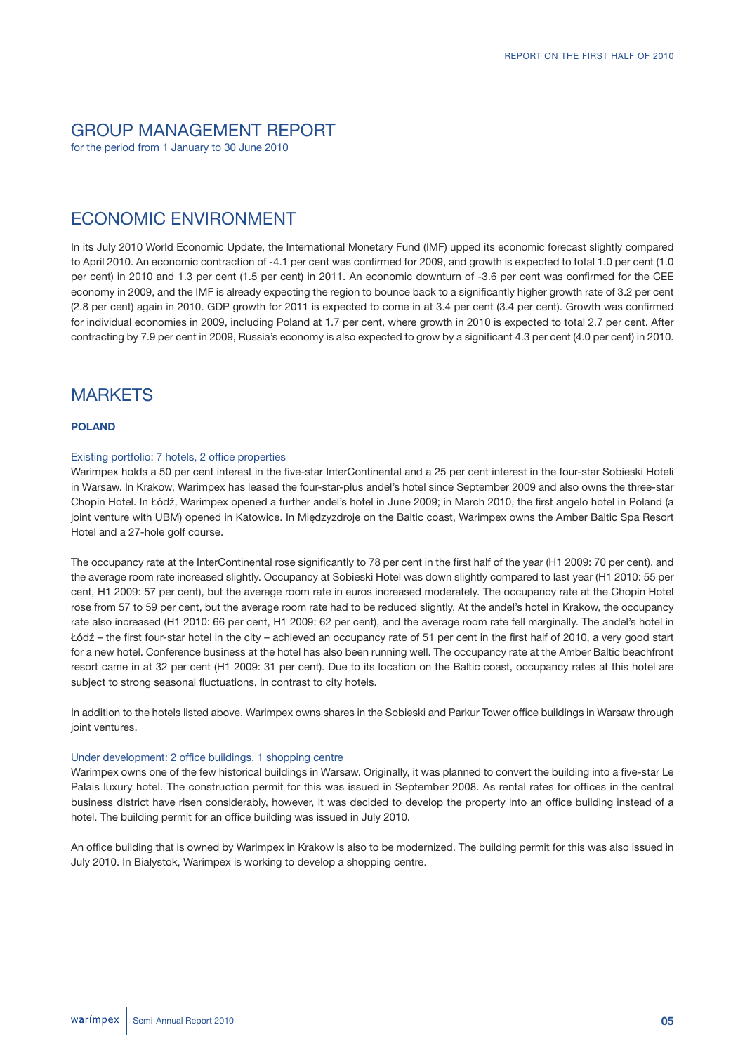# GROUP MANAGEMENT REPORT

for the period from 1 January to 30 June 2010

## ECONOMIC ENVIRONMENT

In its July 2010 World Economic Update, the International Monetary Fund (IMF) upped its economic forecast slightly compared to April 2010. An economic contraction of -4.1 per cent was confirmed for 2009, and growth is expected to total 1.0 per cent (1.0 per cent) in 2010 and 1.3 per cent (1.5 per cent) in 2011. An economic downturn of -3.6 per cent was confirmed for the CEE economy in 2009, and the IMF is already expecting the region to bounce back to a significantly higher growth rate of 3.2 per cent (2.8 per cent) again in 2010. GDP growth for 2011 is expected to come in at 3.4 per cent (3.4 per cent). Growth was confirmed for individual economies in 2009, including Poland at 1.7 per cent, where growth in 2010 is expected to total 2.7 per cent. After contracting by 7.9 per cent in 2009, Russia's economy is also expected to grow by a significant 4.3 per cent (4.0 per cent) in 2010.

## MARKETS

### POLAND

#### Existing portfolio: 7 hotels, 2 office properties

Warimpex holds a 50 per cent interest in the five-star InterContinental and a 25 per cent interest in the four-star Sobieski Hoteli in Warsaw. In Krakow, Warimpex has leased the four-star-plus andel's hotel since September 2009 and also owns the three-star Chopin Hotel. In Łódź, Warimpex opened a further andel's hotel in June 2009; in March 2010, the first angelo hotel in Poland (a joint venture with UBM) opened in Katowice. In Międzyzdroje on the Baltic coast, Warimpex owns the Amber Baltic Spa Resort Hotel and a 27-hole golf course.

The occupancy rate at the InterContinental rose significantly to 78 per cent in the first half of the year (H1 2009: 70 per cent), and the average room rate increased slightly. Occupancy at Sobieski Hotel was down slightly compared to last year (H1 2010: 55 per cent, H1 2009: 57 per cent), but the average room rate in euros increased moderately. The occupancy rate at the Chopin Hotel rose from 57 to 59 per cent, but the average room rate had to be reduced slightly. At the andel's hotel in Krakow, the occupancy rate also increased (H1 2010: 66 per cent, H1 2009: 62 per cent), and the average room rate fell marginally. The andel's hotel in Łódź – the first four-star hotel in the city – achieved an occupancy rate of 51 per cent in the first half of 2010, a very good start for a new hotel. Conference business at the hotel has also been running well. The occupancy rate at the Amber Baltic beachfront resort came in at 32 per cent (H1 2009: 31 per cent). Due to its location on the Baltic coast, occupancy rates at this hotel are subject to strong seasonal fluctuations, in contrast to city hotels.

In addition to the hotels listed above, Warimpex owns shares in the Sobieski and Parkur Tower office buildings in Warsaw through joint ventures.

#### Under development: 2 office buildings, 1 shopping centre

Warimpex owns one of the few historical buildings in Warsaw. Originally, it was planned to convert the building into a five-star Le Palais luxury hotel. The construction permit for this was issued in September 2008. As rental rates for offices in the central business district have risen considerably, however, it was decided to develop the property into an office building instead of a hotel. The building permit for an office building was issued in July 2010.

An office building that is owned by Warimpex in Krakow is also to be modernized. The building permit for this was also issued in July 2010. In Białystok, Warimpex is working to develop a shopping centre.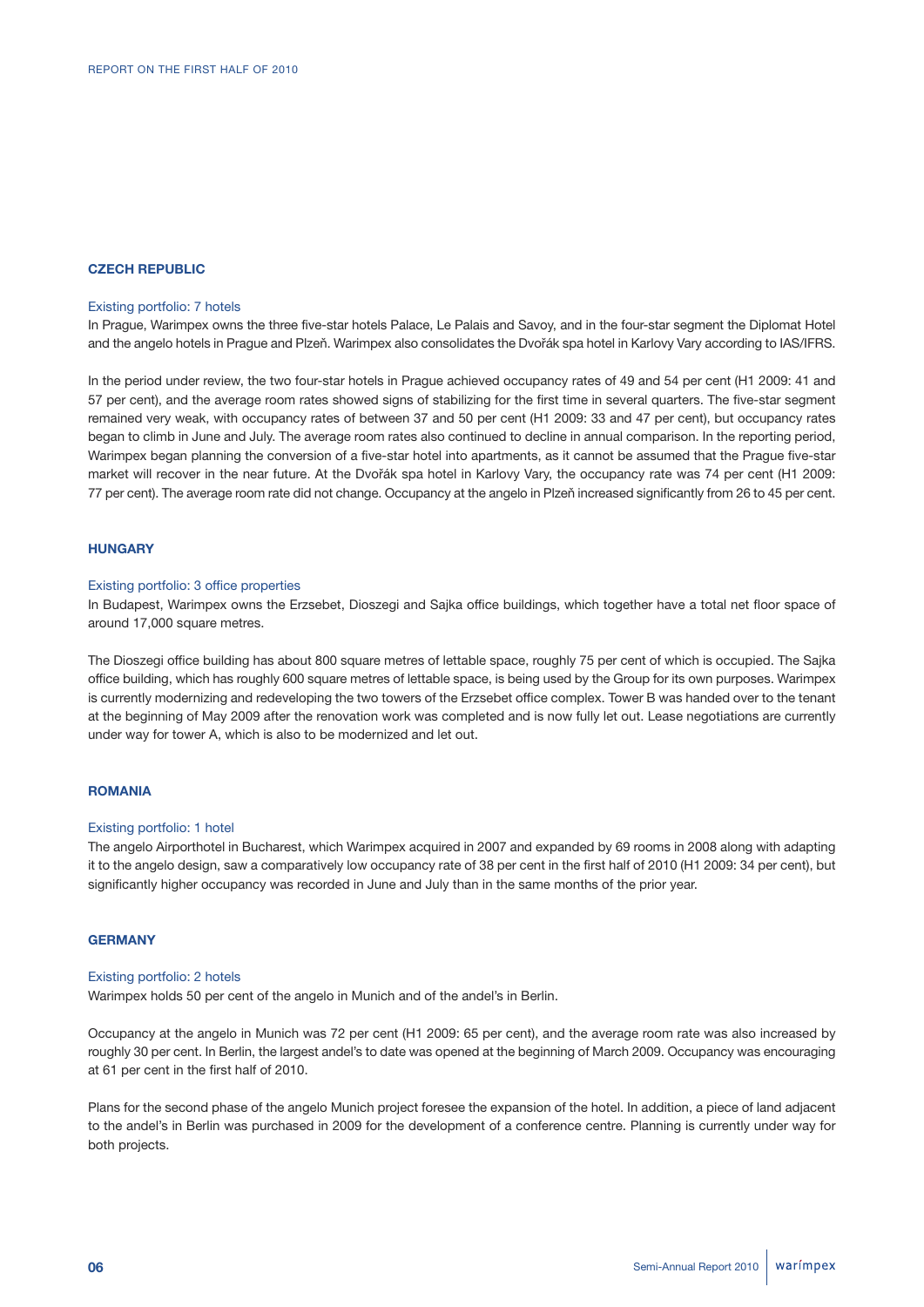## CZECH REPUBLIC

### Existing portfolio: 7 hotels

In Prague, Warimpex owns the three five-star hotels Palace, Le Palais and Savoy, and in the four-star segment the Diplomat Hotel and the angelo hotels in Prague and Plzeň. Warimpex also consolidates the Dvořák spa hotel in Karlovy Vary according to IAS/IFRS.

In the period under review, the two four-star hotels in Prague achieved occupancy rates of 49 and 54 per cent (H1 2009: 41 and 57 per cent), and the average room rates showed signs of stabilizing for the first time in several quarters. The five-star segment remained very weak, with occupancy rates of between 37 and 50 per cent (H1 2009: 33 and 47 per cent), but occupancy rates began to climb in June and July. The average room rates also continued to decline in annual comparison. In the reporting period, Warimpex began planning the conversion of a five-star hotel into apartments, as it cannot be assumed that the Prague five-star market will recover in the near future. At the Dvořák spa hotel in Karlovy Vary, the occupancy rate was 74 per cent (H1 2009: 77 per cent). The average room rate did not change. Occupancy at the angelo in Plzeň increased significantly from 26 to 45 per cent.

## HUNGARY

### Existing portfolio: 3 office properties

In Budapest, Warimpex owns the Erzsebet, Dioszegi and Sajka office buildings, which together have a total net floor space of around 17,000 square metres.

The Dioszegi office building has about 800 square metres of lettable space, roughly 75 per cent of which is occupied. The Sajka office building, which has roughly 600 square metres of lettable space, is being used by the Group for its own purposes. Warimpex is currently modernizing and redeveloping the two towers of the Erzsebet office complex. Tower B was handed over to the tenant at the beginning of May 2009 after the renovation work was completed and is now fully let out. Lease negotiations are currently under way for tower A, which is also to be modernized and let out.

## ROMANIA

### Existing portfolio: 1 hotel

The angelo Airporthotel in Bucharest, which Warimpex acquired in 2007 and expanded by 69 rooms in 2008 along with adapting it to the angelo design, saw a comparatively low occupancy rate of 38 per cent in the first half of 2010 (H1 2009: 34 per cent), but significantly higher occupancy was recorded in June and July than in the same months of the prior year.

## GERMANY

### Existing portfolio: 2 hotels

Warimpex holds 50 per cent of the angelo in Munich and of the andel's in Berlin.

Occupancy at the angelo in Munich was 72 per cent (H1 2009: 65 per cent), and the average room rate was also increased by roughly 30 per cent. In Berlin, the largest andel's to date was opened at the beginning of March 2009. Occupancy was encouraging at 61 per cent in the first half of 2010.

Plans for the second phase of the angelo Munich project foresee the expansion of the hotel. In addition, a piece of land adjacent to the andel's in Berlin was purchased in 2009 for the development of a conference centre. Planning is currently under way for both projects.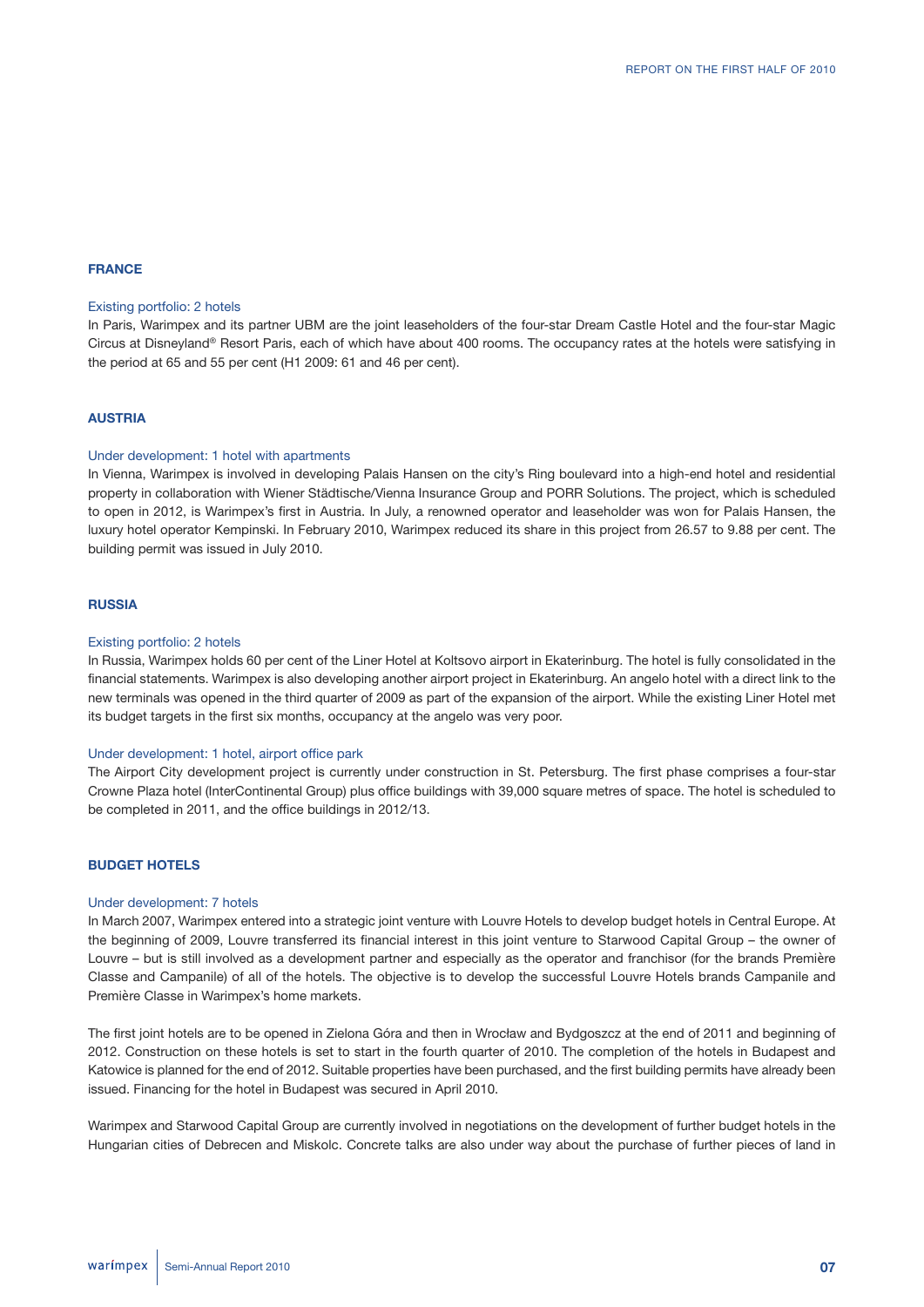## FRANCE

### Existing portfolio: 2 hotels

In Paris, Warimpex and its partner UBM are the joint leaseholders of the four-star Dream Castle Hotel and the four-star Magic Circus at Disneyland® Resort Paris, each of which have about 400 rooms. The occupancy rates at the hotels were satisfying in the period at 65 and 55 per cent (H1 2009: 61 and 46 per cent).

## AUSTRIA

### Under development: 1 hotel with apartments

In Vienna, Warimpex is involved in developing Palais Hansen on the city's Ring boulevard into a high-end hotel and residential property in collaboration with Wiener Städtische/Vienna Insurance Group and PORR Solutions. The project, which is scheduled to open in 2012, is Warimpex's first in Austria. In July, a renowned operator and leaseholder was won for Palais Hansen, the luxury hotel operator Kempinski. In February 2010, Warimpex reduced its share in this project from 26.57 to 9.88 per cent. The building permit was issued in July 2010.

## RUSSIA

### Existing portfolio: 2 hotels

In Russia, Warimpex holds 60 per cent of the Liner Hotel at Koltsovo airport in Ekaterinburg. The hotel is fully consolidated in the financial statements. Warimpex is also developing another airport project in Ekaterinburg. An angelo hotel with a direct link to the new terminals was opened in the third quarter of 2009 as part of the expansion of the airport. While the existing Liner Hotel met its budget targets in the first six months, occupancy at the angelo was very poor.

### Under development: 1 hotel, airport office park

The Airport City development project is currently under construction in St. Petersburg. The first phase comprises a four-star Crowne Plaza hotel (InterContinental Group) plus office buildings with 39,000 square metres of space. The hotel is scheduled to be completed in 2011, and the office buildings in 2012/13.

## BUDGET HOTELS

### Under development: 7 hotels

In March 2007, Warimpex entered into a strategic joint venture with Louvre Hotels to develop budget hotels in Central Europe. At the beginning of 2009, Louvre transferred its financial interest in this joint venture to Starwood Capital Group – the owner of Louvre – but is still involved as a development partner and especially as the operator and franchisor (for the brands Première Classe and Campanile) of all of the hotels. The objective is to develop the successful Louvre Hotels brands Campanile and Première Classe in Warimpex's home markets.

The first joint hotels are to be opened in Zielona Góra and then in Wrocław and Bydgoszcz at the end of 2011 and beginning of 2012. Construction on these hotels is set to start in the fourth quarter of 2010. The completion of the hotels in Budapest and Katowice is planned for the end of 2012. Suitable properties have been purchased, and the first building permits have already been issued. Financing for the hotel in Budapest was secured in April 2010.

Warimpex and Starwood Capital Group are currently involved in negotiations on the development of further budget hotels in the Hungarian cities of Debrecen and Miskolc. Concrete talks are also under way about the purchase of further pieces of land in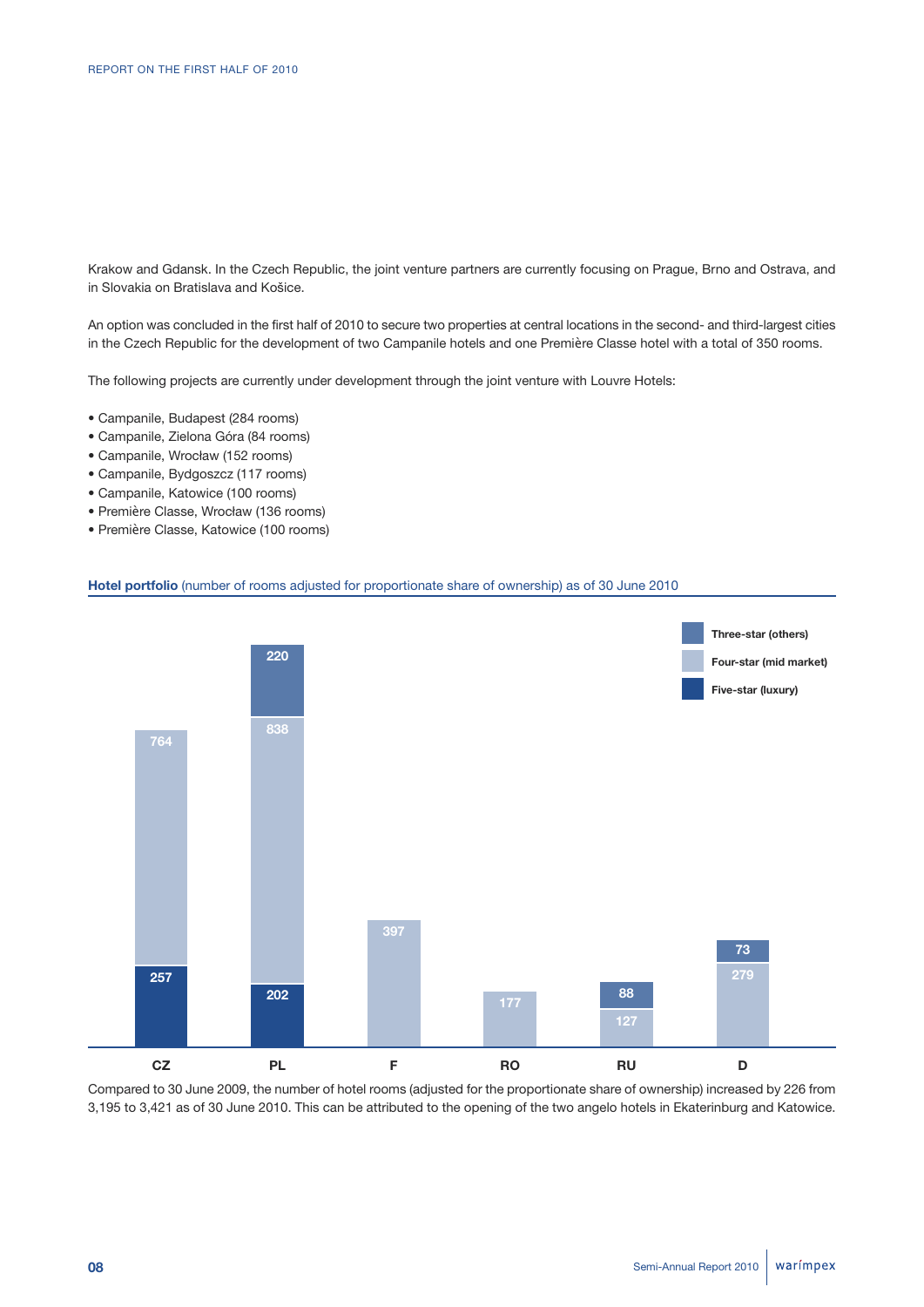Krakow and Gdansk. In the Czech Republic, the joint venture partners are currently focusing on Prague, Brno and Ostrava, and in Slovakia on Bratislava and Košice.

An option was concluded in the first half of 2010 to secure two properties at central locations in the second- and third-largest cities in the Czech Republic for the development of two Campanile hotels and one Première Classe hotel with a total of 350 rooms.

The following projects are currently under development through the joint venture with Louvre Hotels:

- Campanile, Budapest (284 rooms)
- Campanile, Zielona Góra (84 rooms)
- Campanile, Wrocław (152 rooms)
- Campanile, Bydgoszcz (117 rooms)
- Campanile, Katowice (100 rooms)
- Première Classe, Wrocław (136 rooms)
- Première Classe, Katowice (100 rooms)

**Hotel portfolio** (number of rooms adjusted for proportionate share of ownership) as of 30 June 2010

| | CZ | PL | F | RO | RU | D |
|---|---|---|---|---|---|---|
| Three-star (others) | | 220 | | | 88 | 73 |
| Four-star (mid market) | 764 | 838 | 397 | 177 | 127 | 279 |
| Five-star (luxury) | 257 | 202 | | | | |

Compared to 30 June 2009, the number of hotel rooms (adjusted for the proportionate share of ownership) increased by 226 from 3,195 to 3,421 as of 30 June 2010. This can be attributed to the opening of the two angelo hotels in Ekaterinburg and Katowice.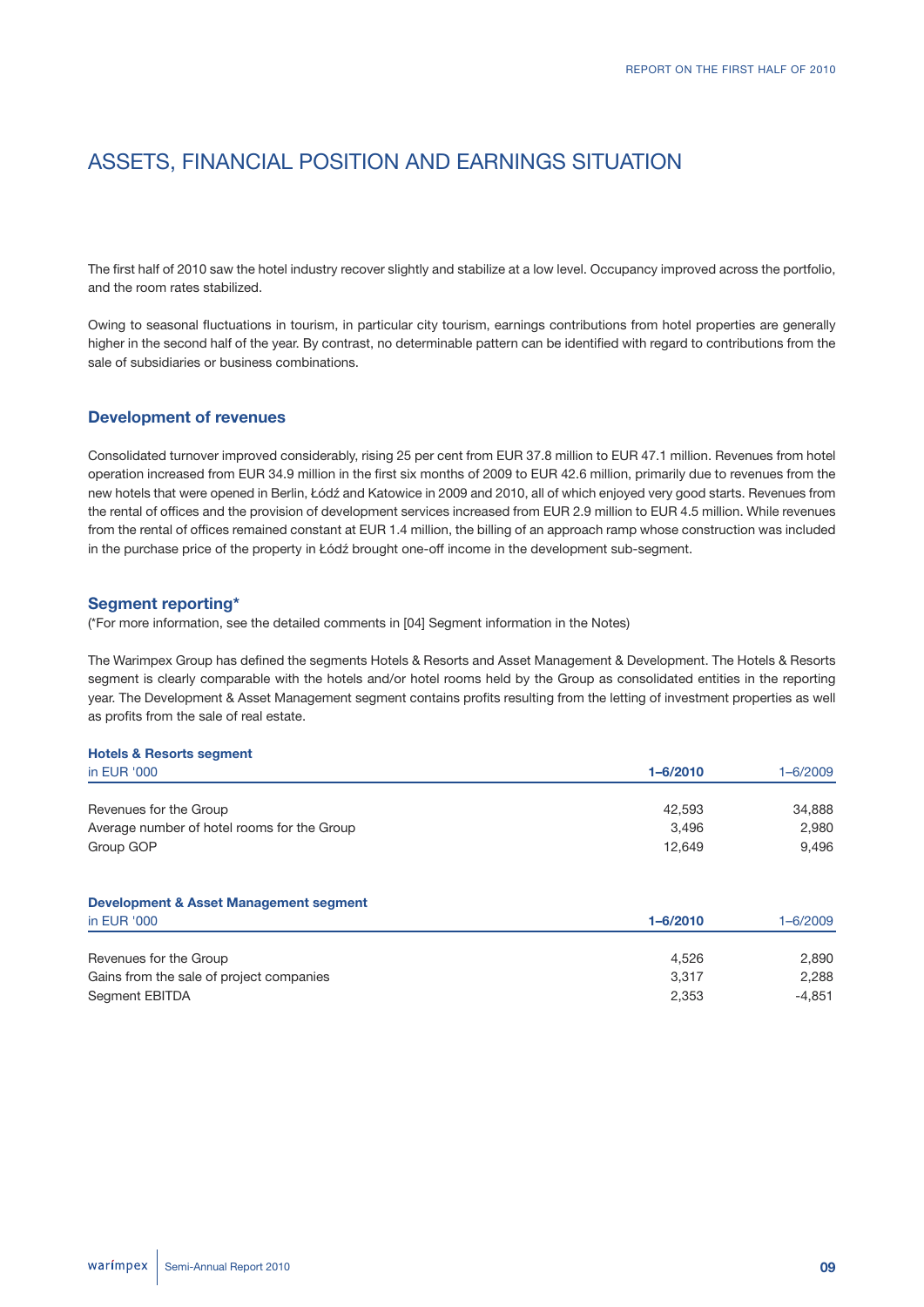# ASSETS, FINANCIAL POSITION AND EARNINGS SITUATION

The first half of 2010 saw the hotel industry recover slightly and stabilize at a low level. Occupancy improved across the portfolio, and the room rates stabilized.

Owing to seasonal fluctuations in tourism, in particular city tourism, earnings contributions from hotel properties are generally higher in the second half of the year. By contrast, no determinable pattern can be identified with regard to contributions from the sale of subsidiaries or business combinations.

## Development of revenues

Consolidated turnover improved considerably, rising 25 per cent from EUR 37.8 million to EUR 47.1 million. Revenues from hotel operation increased from EUR 34.9 million in the first six months of 2009 to EUR 42.6 million, primarily due to revenues from the new hotels that were opened in Berlin, Łódź and Katowice in 2009 and 2010, all of which enjoyed very good starts. Revenues from the rental of offices and the provision of development services increased from EUR 2.9 million to EUR 4.5 million. While revenues from the rental of offices remained constant at EUR 1.4 million, the billing of an approach ramp whose construction was included in the purchase price of the property in Łódź brought one-off income in the development sub-segment.

## Segment reporting*

(*For more information, see the detailed comments in [04] Segment information in the Notes)

The Warimpex Group has defined the segments Hotels & Resorts and Asset Management & Development. The Hotels & Resorts segment is clearly comparable with the hotels and/or hotel rooms held by the Group as consolidated entities in the reporting year. The Development & Asset Management segment contains profits resulting from the letting of investment properties as well as profits from the sale of real estate.

**Hotels & Resorts segment**

| in EUR '000 | **1–6/2010** | 1–6/2009 |
|---|---|---|
| Revenues for the Group | 42,593 | 34,888 |
| Average number of hotel rooms for the Group | 3,496 | 2,980 |
| Group GOP | 12,649 | 9,496 |

**Development & Asset Management segment**

| in EUR '000 | **1–6/2010** | 1–6/2009 |
|---|---|---|
| Revenues for the Group | 4,526 | 2,890 |
| Gains from the sale of project companies | 3,317 | 2,288 |
| Segment EBITDA | 2,353 | -4,851 |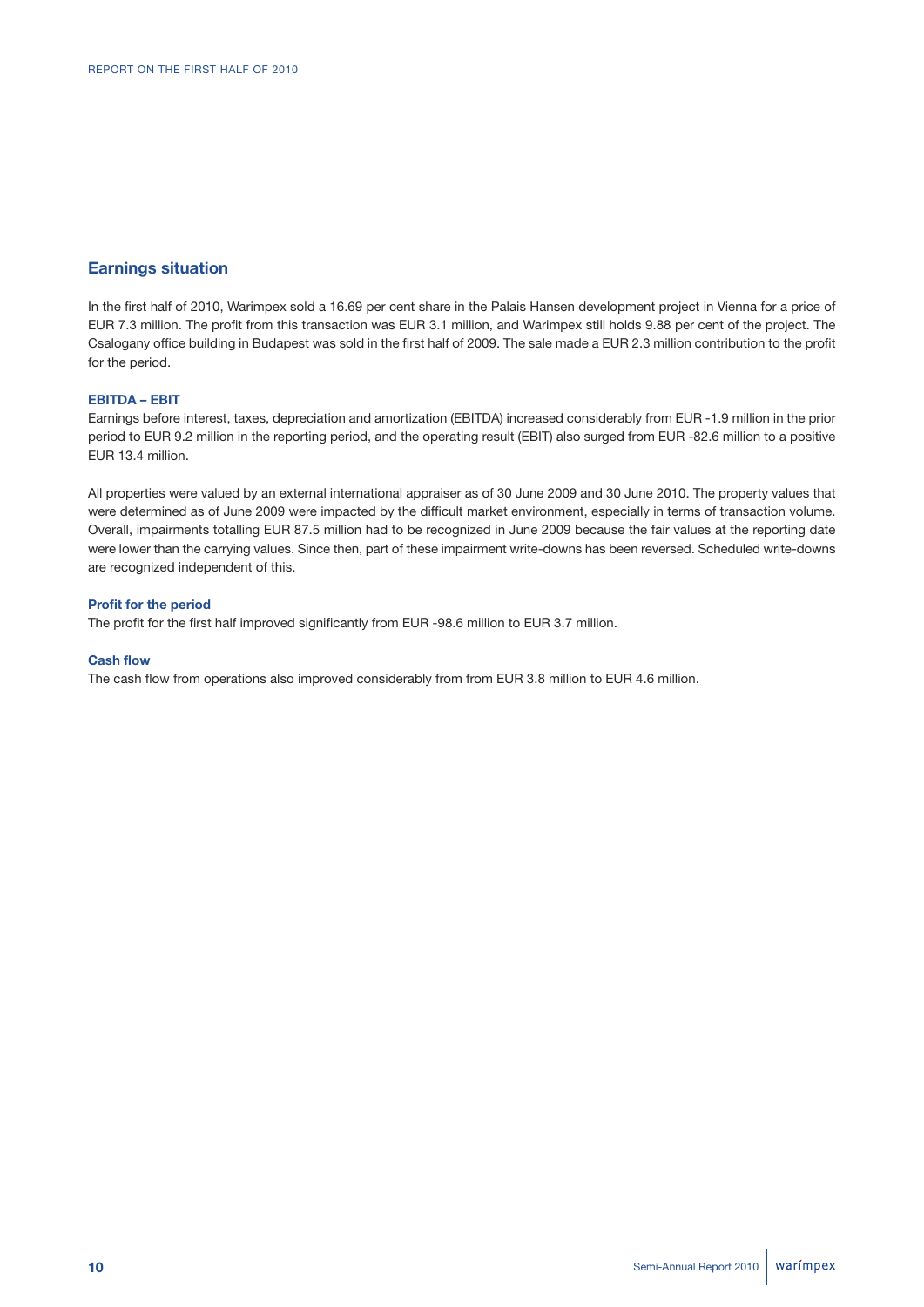## Earnings situation

In the first half of 2010, Warimpex sold a 16.69 per cent share in the Palais Hansen development project in Vienna for a price of EUR 7.3 million. The profit from this transaction was EUR 3.1 million, and Warimpex still holds 9.88 per cent of the project. The Csalogany office building in Budapest was sold in the first half of 2009. The sale made a EUR 2.3 million contribution to the profit for the period.

### EBITDA – EBIT

Earnings before interest, taxes, depreciation and amortization (EBITDA) increased considerably from EUR -1.9 million in the prior period to EUR 9.2 million in the reporting period, and the operating result (EBIT) also surged from EUR -82.6 million to a positive EUR 13.4 million.

All properties were valued by an external international appraiser as of 30 June 2009 and 30 June 2010. The property values that were determined as of June 2009 were impacted by the difficult market environment, especially in terms of transaction volume. Overall, impairments totalling EUR 87.5 million had to be recognized in June 2009 because the fair values at the reporting date were lower than the carrying values. Since then, part of these impairment write-downs has been reversed. Scheduled write-downs are recognized independent of this.

### Profit for the period

The profit for the first half improved significantly from EUR -98.6 million to EUR 3.7 million.

### Cash flow

The cash flow from operations also improved considerably from from EUR 3.8 million to EUR 4.6 million.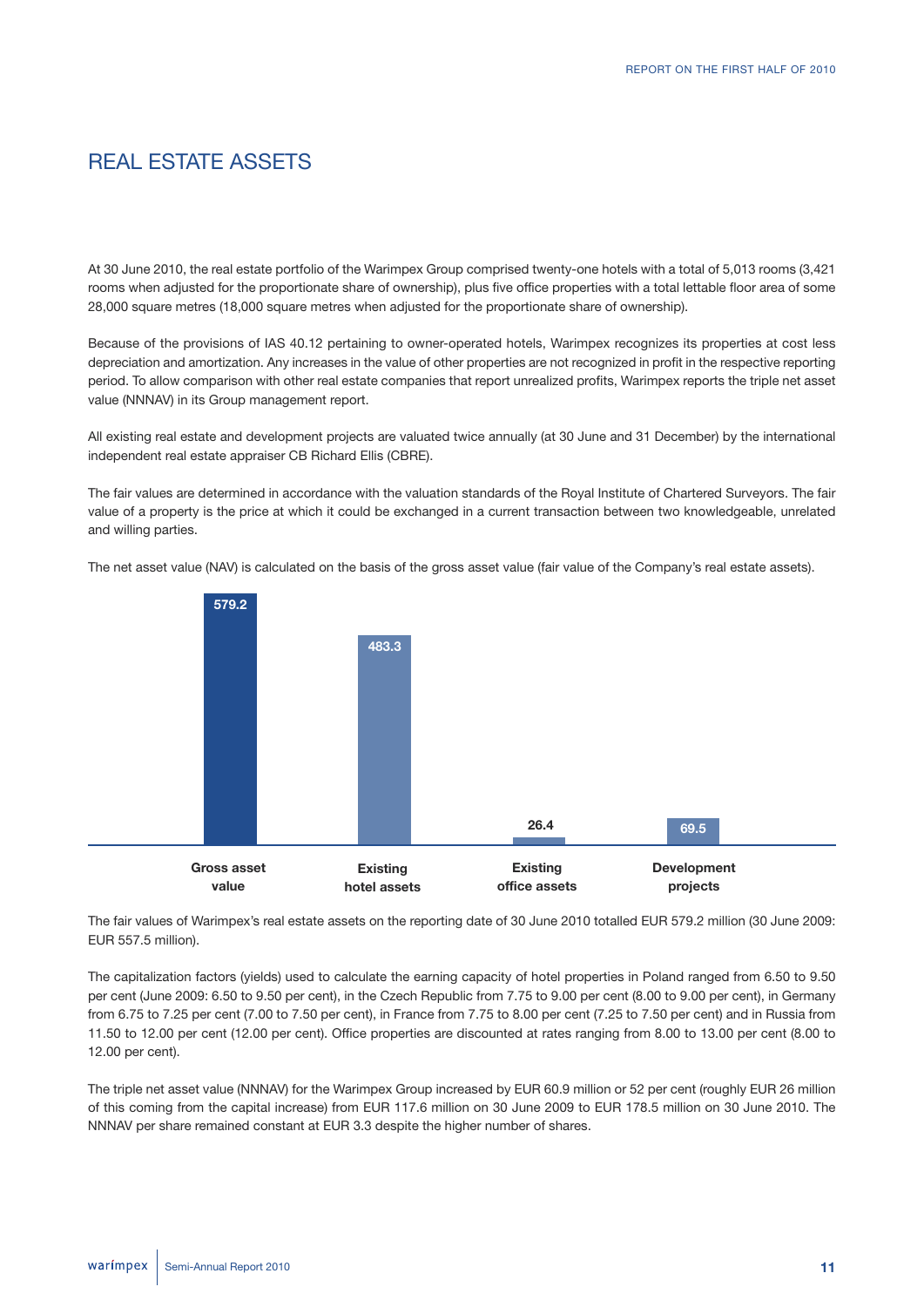# REAL ESTATE ASSETS

At 30 June 2010, the real estate portfolio of the Warimpex Group comprised twenty-one hotels with a total of 5,013 rooms (3,421 rooms when adjusted for the proportionate share of ownership), plus five office properties with a total lettable floor area of some 28,000 square metres (18,000 square metres when adjusted for the proportionate share of ownership).

Because of the provisions of IAS 40.12 pertaining to owner-operated hotels, Warimpex recognizes its properties at cost less depreciation and amortization. Any increases in the value of other properties are not recognized in profit in the respective reporting period. To allow comparison with other real estate companies that report unrealized profits, Warimpex reports the triple net asset value (NNNAV) in its Group management report.

All existing real estate and development projects are valuated twice annually (at 30 June and 31 December) by the international independent real estate appraiser CB Richard Ellis (CBRE).

The fair values are determined in accordance with the valuation standards of the Royal Institute of Chartered Surveyors. The fair value of a property is the price at which it could be exchanged in a current transaction between two knowledgeable, unrelated and willing parties.

The net asset value (NAV) is calculated on the basis of the gross asset value (fair value of the Company's real estate assets).

| Gross asset value | Existing hotel assets | Existing office assets | Development projects |
|---|---|---|---|
| 579.2 | 483.3 | 26.4 | 69.5 |

The fair values of Warimpex's real estate assets on the reporting date of 30 June 2010 totalled EUR 579.2 million (30 June 2009: EUR 557.5 million).

The capitalization factors (yields) used to calculate the earning capacity of hotel properties in Poland ranged from 6.50 to 9.50 per cent (June 2009: 6.50 to 9.50 per cent), in the Czech Republic from 7.75 to 9.00 per cent (8.00 to 9.00 per cent), in Germany from 6.75 to 7.25 per cent (7.00 to 7.50 per cent), in France from 7.75 to 8.00 per cent (7.25 to 7.50 per cent) and in Russia from 11.50 to 12.00 per cent (12.00 per cent). Office properties are discounted at rates ranging from 8.00 to 13.00 per cent (8.00 to 12.00 per cent).

The triple net asset value (NNNAV) for the Warimpex Group increased by EUR 60.9 million or 52 per cent (roughly EUR 26 million of this coming from the capital increase) from EUR 117.6 million on 30 June 2009 to EUR 178.5 million on 30 June 2010. The NNNAV per share remained constant at EUR 3.3 despite the higher number of shares.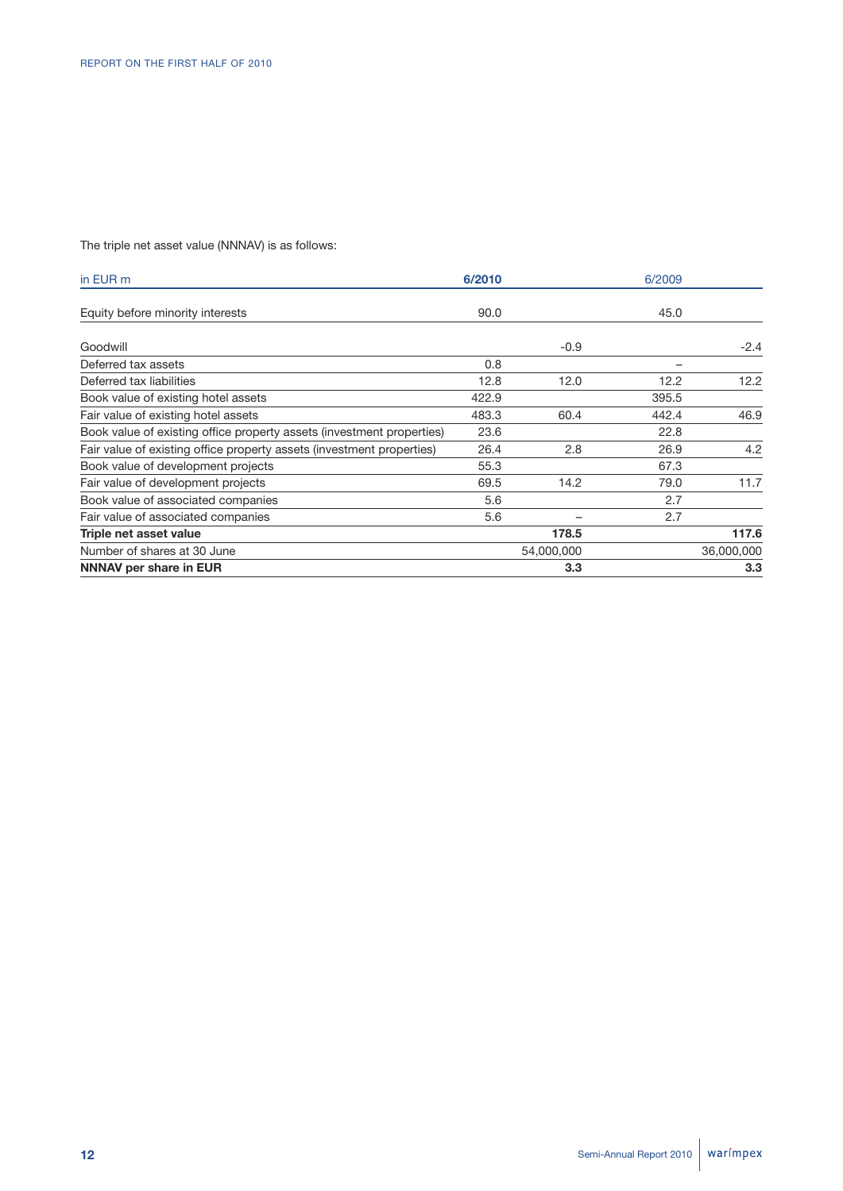The triple net asset value (NNNAV) is as follows:

| in EUR m | 6/2010 | | 6/2009 | |
|---|---|---|---|---|
| Equity before minority interests | 90.0 | | 45.0 | |
| Goodwill | | -0.9 | | -2.4 |
| Deferred tax assets | 0.8 | | – | |
| Deferred tax liabilities | 12.8 | 12.0 | 12.2 | 12.2 |
| Book value of existing hotel assets | 422.9 | | 395.5 | |
| Fair value of existing hotel assets | 483.3 | 60.4 | 442.4 | 46.9 |
| Book value of existing office property assets (investment properties) | 23.6 | | 22.8 | |
| Fair value of existing office property assets (investment properties) | 26.4 | 2.8 | 26.9 | 4.2 |
| Book value of development projects | 55.3 | | 67.3 | |
| Fair value of development projects | 69.5 | 14.2 | 79.0 | 11.7 |
| Book value of associated companies | 5.6 | | 2.7 | |
| Fair value of associated companies | 5.6 | – | 2.7 | |
| **Triple net asset value** | | **178.5** | | **117.6** |
| Number of shares at 30 June | | 54,000,000 | | 36,000,000 |
| **NNNAV per share in EUR** | | **3.3** | | **3.3** |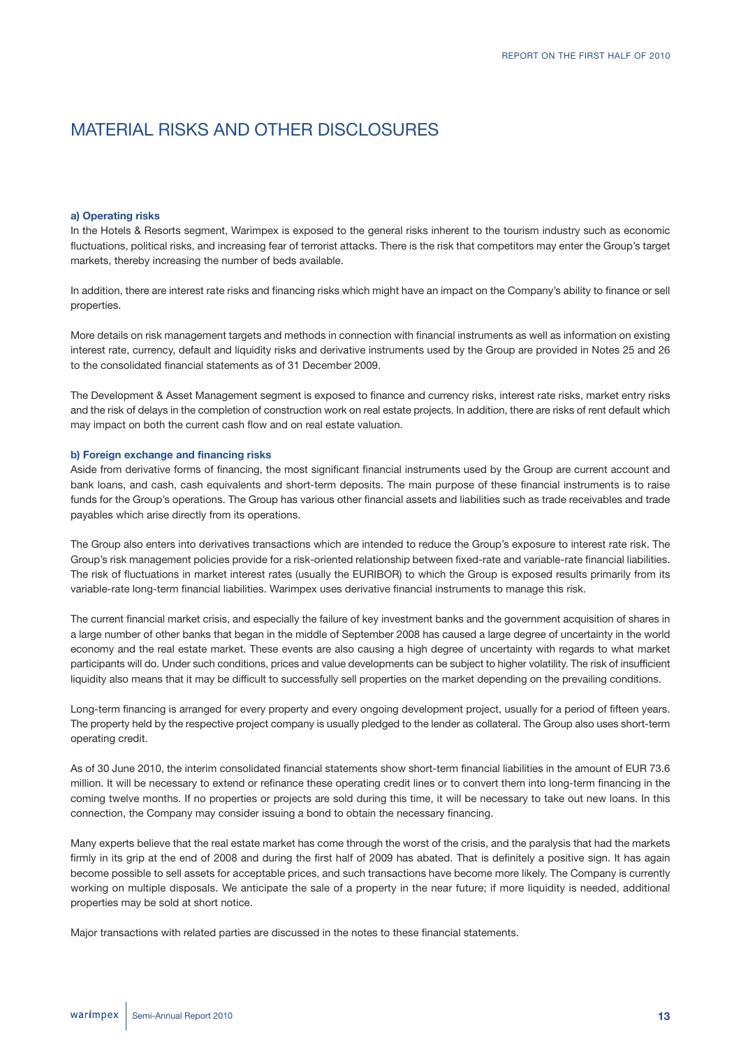# MATERIAL RISKS AND OTHER DISCLOSURES

**a) Operating risks**

In the Hotels & Resorts segment, Warimpex is exposed to the general risks inherent to the tourism industry such as economic fluctuations, political risks, and increasing fear of terrorist attacks. There is the risk that competitors may enter the Group's target markets, thereby increasing the number of beds available.

In addition, there are interest rate risks and financing risks which might have an impact on the Company's ability to finance or sell properties.

More details on risk management targets and methods in connection with financial instruments as well as information on existing interest rate, currency, default and liquidity risks and derivative instruments used by the Group are provided in Notes 25 and 26 to the consolidated financial statements as of 31 December 2009.

The Development & Asset Management segment is exposed to finance and currency risks, interest rate risks, market entry risks and the risk of delays in the completion of construction work on real estate projects. In addition, there are risks of rent default which may impact on both the current cash flow and on real estate valuation.

**b) Foreign exchange and financing risks**

Aside from derivative forms of financing, the most significant financial instruments used by the Group are current account and bank loans, and cash, cash equivalents and short-term deposits. The main purpose of these financial instruments is to raise funds for the Group's operations. The Group has various other financial assets and liabilities such as trade receivables and trade payables which arise directly from its operations.

The Group also enters into derivatives transactions which are intended to reduce the Group's exposure to interest rate risk. The Group's risk management policies provide for a risk-oriented relationship between fixed-rate and variable-rate financial liabilities. The risk of fluctuations in market interest rates (usually the EURIBOR) to which the Group is exposed results primarily from its variable-rate long-term financial liabilities. Warimpex uses derivative financial instruments to manage this risk.

The current financial market crisis, and especially the failure of key investment banks and the government acquisition of shares in a large number of other banks that began in the middle of September 2008 has caused a large degree of uncertainty in the world economy and the real estate market. These events are also causing a high degree of uncertainty with regards to what market participants will do. Under such conditions, prices and value developments can be subject to higher volatility. The risk of insufficient liquidity also means that it may be difficult to successfully sell properties on the market depending on the prevailing conditions.

Long-term financing is arranged for every property and every ongoing development project, usually for a period of fifteen years. The property held by the respective project company is usually pledged to the lender as collateral. The Group also uses short-term operating credit.

As of 30 June 2010, the interim consolidated financial statements show short-term financial liabilities in the amount of EUR 73.6 million. It will be necessary to extend or refinance these operating credit lines or to convert them into long-term financing in the coming twelve months. If no properties or projects are sold during this time, it will be necessary to take out new loans. In this connection, the Company may consider issuing a bond to obtain the necessary financing.

Many experts believe that the real estate market has come through the worst of the crisis, and the paralysis that had the markets firmly in its grip at the end of 2008 and during the first half of 2009 has abated. That is definitely a positive sign. It has again become possible to sell assets for acceptable prices, and such transactions have become more likely. The Company is currently working on multiple disposals. We anticipate the sale of a property in the near future; if more liquidity is needed, additional properties may be sold at short notice.

Major transactions with related parties are discussed in the notes to these financial statements.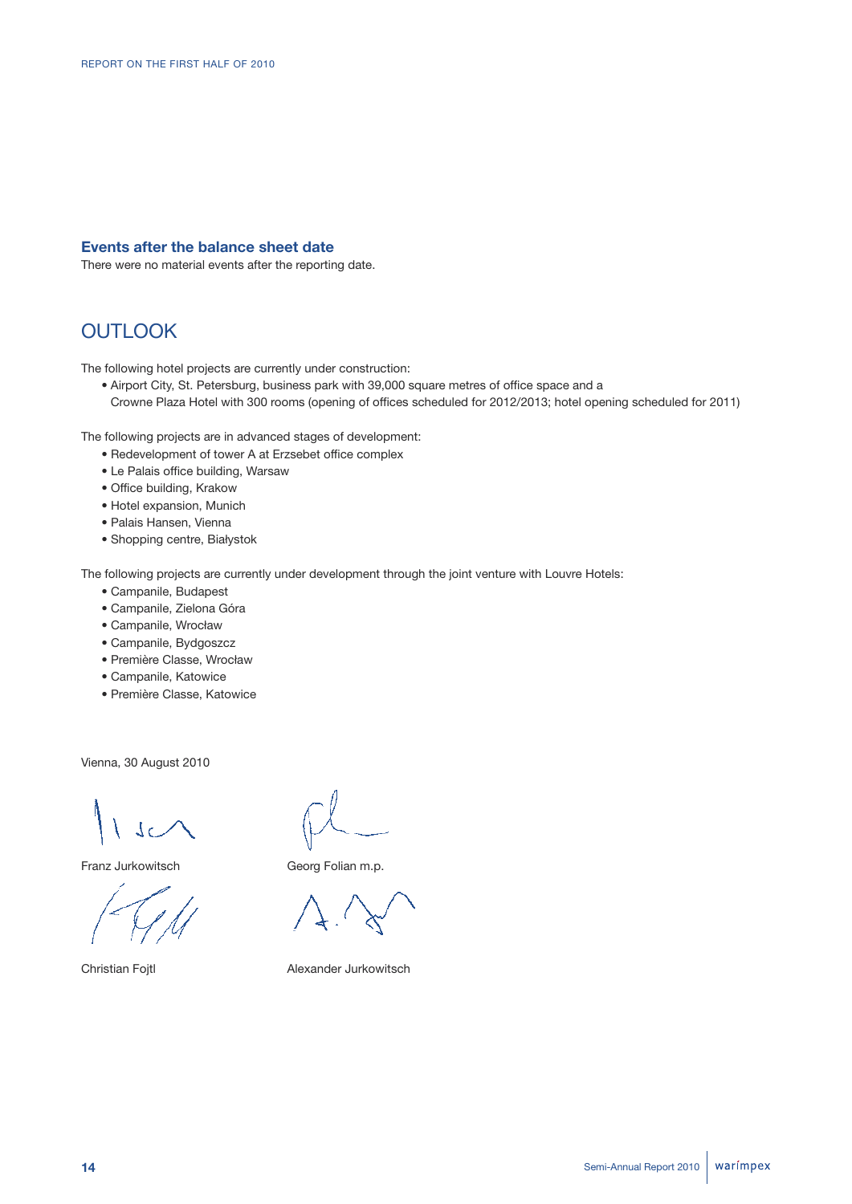### Events after the balance sheet date

There were no material events after the reporting date.

## OUTLOOK

The following hotel projects are currently under construction:

- Airport City, St. Petersburg, business park with 39,000 square metres of office space and a Crowne Plaza Hotel with 300 rooms (opening of offices scheduled for 2012/2013; hotel opening scheduled for 2011)

The following projects are in advanced stages of development:

- Redevelopment of tower A at Erzsebet office complex
- Le Palais office building, Warsaw
- Office building, Krakow
- Hotel expansion, Munich
- Palais Hansen, Vienna
- Shopping centre, Białystok

The following projects are currently under development through the joint venture with Louvre Hotels:

- Campanile, Budapest
- Campanile, Zielona Góra
- Campanile, Wrocław
- Campanile, Bydgoszcz
- Première Classe, Wrocław
- Campanile, Katowice
- Première Classe, Katowice

Vienna, 30 August 2010

Franz Jurkowitsch

Georg Folian m.p.

Christian Fojtl

Alexander Jurkowitsch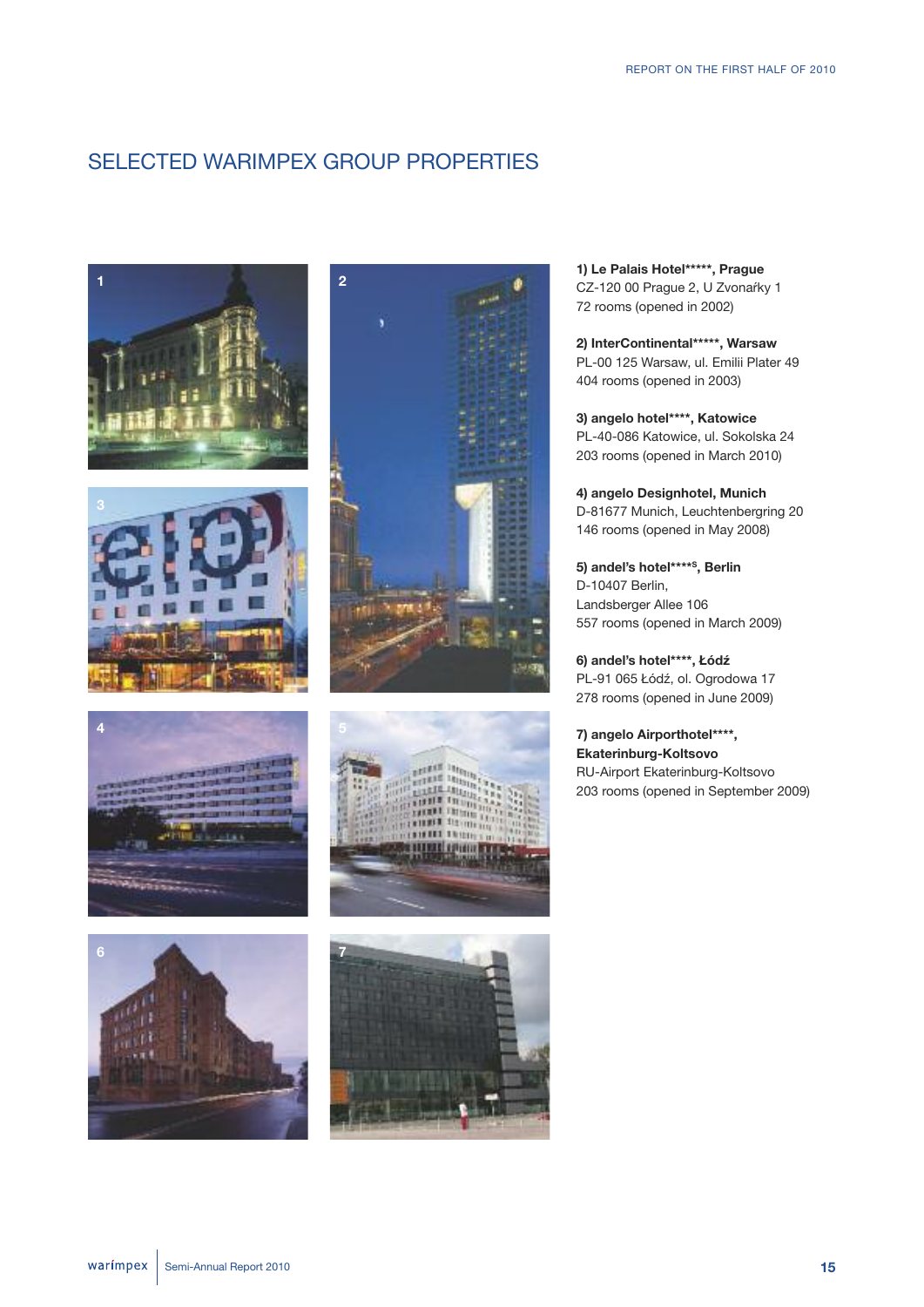# SELECTED WARIMPEX GROUP PROPERTIES

**1) Le Palais Hotel\*\*\*\*\*, Prague**
CZ-120 00 Prague 2, U Zvonařky 1
72 rooms (opened in 2002)

**2) InterContinental\*\*\*\*\*, Warsaw**
PL-00 125 Warsaw, ul. Emilii Plater 49
404 rooms (opened in 2003)

**3) angelo hotel\*\*\*\*, Katowice**
PL-40-086 Katowice, ul. Sokolska 24
203 rooms (opened in March 2010)

**4) angelo Designhotel, Munich**
D-81677 Munich, Leuchtenbergring 20
146 rooms (opened in May 2008)

**5) andel's hotel\*\*\*\*S, Berlin**
D-10407 Berlin,
Landsberger Allee 106
557 rooms (opened in March 2009)

**6) andel's hotel\*\*\*\*, Łódź**
PL-91 065 Łódź, ol. Ogrodowa 17
278 rooms (opened in June 2009)

**7) angelo Airporthotel\*\*\*\*, Ekaterinburg-Koltsovo**
RU-Airport Ekaterinburg-Koltsovo
203 rooms (opened in September 2009)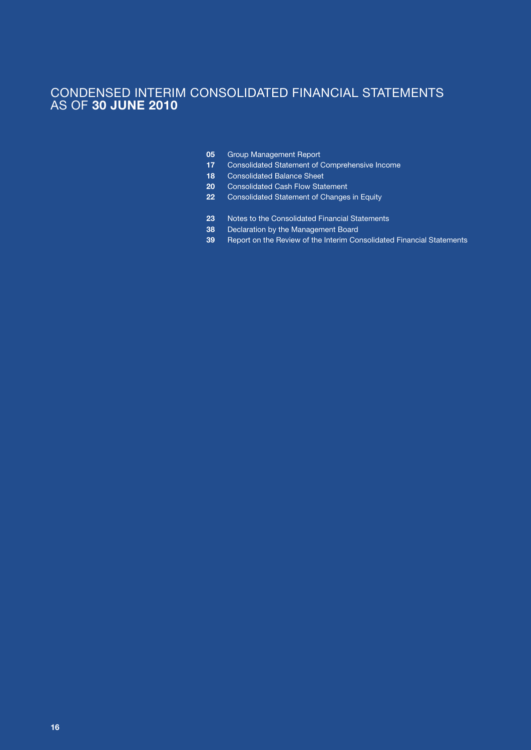# CONDENSED INTERIM CONSOLIDATED FINANCIAL STATEMENTS AS OF **30 JUNE 2010**

**05** Group Management Report
**17** Consolidated Statement of Comprehensive Income
**18** Consolidated Balance Sheet
**20** Consolidated Cash Flow Statement
**22** Consolidated Statement of Changes in Equity

**23** Notes to the Consolidated Financial Statements
**38** Declaration by the Management Board
**39** Report on the Review of the Interim Consolidated Financial Statements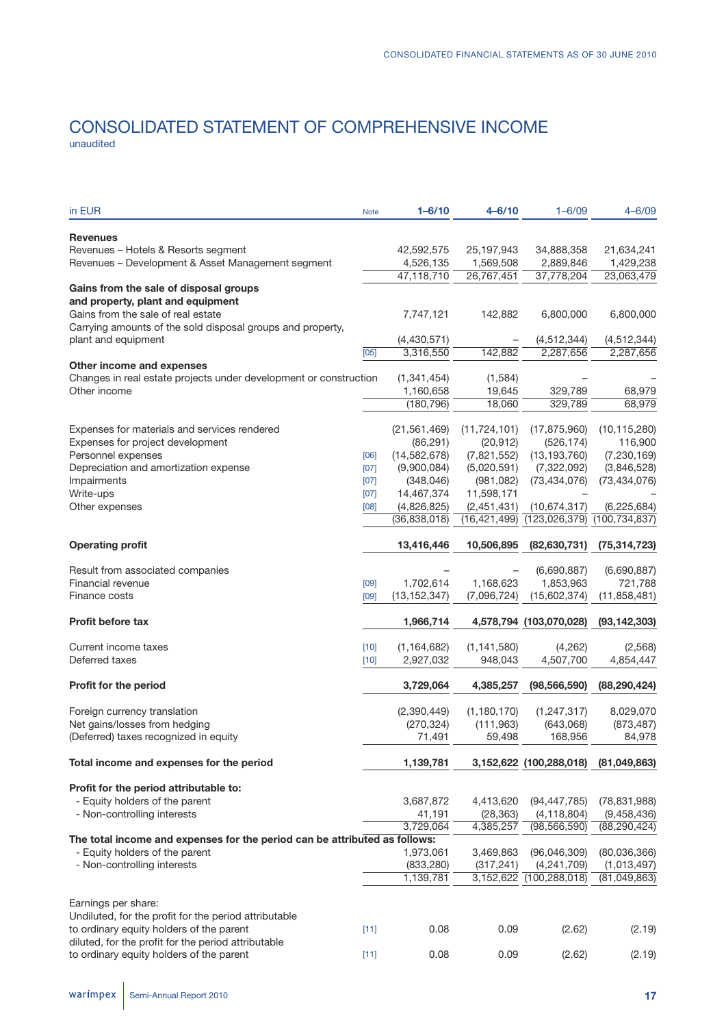# CONSOLIDATED STATEMENT OF COMPREHENSIVE INCOME

unaudited

| in EUR | Note | 1–6/10 | 4–6/10 | 1–6/09 | 4–6/09 |
|---|---|---|---|---|---|
| **Revenues** | | | | | |
| Revenues – Hotels & Resorts segment | | 42,592,575 | 25,197,943 | 34,888,358 | 21,634,241 |
| Revenues – Development & Asset Management segment | | 4,526,135 | 1,569,508 | 2,889,846 | 1,429,238 |
| | | 47,118,710 | 26,767,451 | 37,778,204 | 23,063,479 |
| **Gains from the sale of disposal groups and property, plant and equipment** | | | | | |
| Gains from the sale of real estate | | 7,747,121 | 142,882 | 6,800,000 | 6,800,000 |
| Carrying amounts of the sold disposal groups and property, plant and equipment | | (4,430,571) | – | (4,512,344) | (4,512,344) |
| | [05] | 3,316,550 | 142,882 | 2,287,656 | 2,287,656 |
| **Other income and expenses** | | | | | |
| Changes in real estate projects under development or construction | | (1,341,454) | (1,584) | – | – |
| Other income | | 1,160,658 | 19,645 | 329,789 | 68,979 |
| | | (180,796) | 18,060 | 329,789 | 68,979 |
| Expenses for materials and services rendered | | (21,561,469) | (11,724,101) | (17,875,960) | (10,115,280) |
| Expenses for project development | | (86,291) | (20,912) | (526,174) | 116,900 |
| Personnel expenses | [06] | (14,582,678) | (7,821,552) | (13,193,760) | (7,230,169) |
| Depreciation and amortization expense | [07] | (9,900,084) | (5,020,591) | (7,322,092) | (3,846,528) |
| Impairments | [07] | (348,046) | (981,082) | (73,434,076) | (73,434,076) |
| Write-ups | [07] | 14,467,374 | 11,598,171 | – | – |
| Other expenses | [08] | (4,826,825) | (2,451,431) | (10,674,317) | (6,225,684) |
| | | (36,838,018) | (16,421,499) | (123,026,379) | (100,734,837) |
| **Operating profit** | | **13,416,446** | **10,506,895** | **(82,630,731)** | **(75,314,723)** |
| Result from associated companies | | – | – | (6,690,887) | (6,690,887) |
| Financial revenue | [09] | 1,702,614 | 1,168,623 | 1,853,963 | 721,788 |
| Finance costs | [09] | (13,152,347) | (7,096,724) | (15,602,374) | (11,858,481) |
| **Profit before tax** | | **1,966,714** | **4,578,794** | **(103,070,028)** | **(93,142,303)** |
| Current income taxes | [10] | (1,164,682) | (1,141,580) | (4,262) | (2,568) |
| Deferred taxes | [10] | 2,927,032 | 948,043 | 4,507,700 | 4,854,447 |
| **Profit for the period** | | **3,729,064** | **4,385,257** | **(98,566,590)** | **(88,290,424)** |
| Foreign currency translation | | (2,390,449) | (1,180,170) | (1,247,317) | 8,029,070 |
| Net gains/losses from hedging | | (270,324) | (111,963) | (643,068) | (873,487) |
| (Deferred) taxes recognized in equity | | 71,491 | 59,498 | 168,956 | 84,978 |
| **Total income and expenses for the period** | | **1,139,781** | **3,152,622** | **(100,288,018)** | **(81,049,863)** |
| **Profit for the period attributable to:** | | | | | |
| - Equity holders of the parent | | 3,687,872 | 4,413,620 | (94,447,785) | (78,831,988) |
| - Non-controlling interests | | 41,191 | (28,363) | (4,118,804) | (9,458,436) |
| | | 3,729,064 | 4,385,257 | (98,566,590) | (88,290,424) |
| **The total income and expenses for the period can be attributed as follows:** | | | | | |
| - Equity holders of the parent | | 1,973,061 | 3,469,863 | (96,046,309) | (80,036,366) |
| - Non-controlling interests | | (833,280) | (317,241) | (4,241,709) | (1,013,497) |
| | | 1,139,781 | 3,152,622 | (100,288,018) | (81,049,863) |
| Earnings per share: | | | | | |
| Undiluted, for the profit for the period attributable to ordinary equity holders of the parent | [11] | 0.08 | 0.09 | (2.62) | (2.19) |
| diluted, for the profit for the period attributable to ordinary equity holders of the parent | [11] | 0.08 | 0.09 | (2.62) | (2.19) |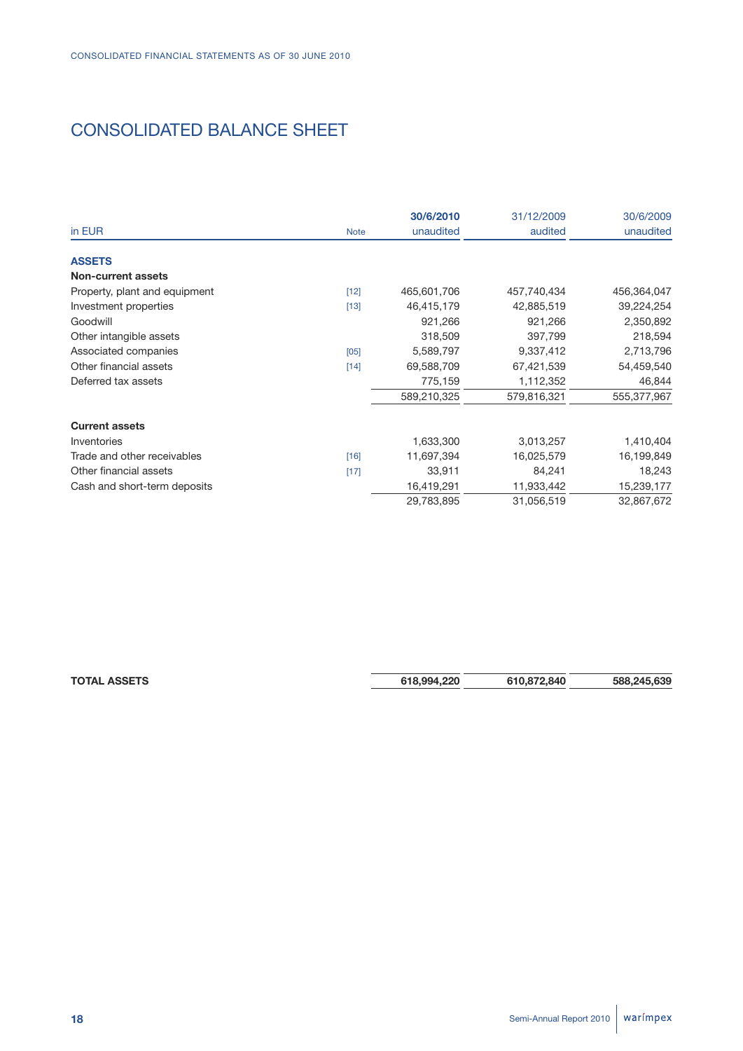# CONSOLIDATED BALANCE SHEET

| in EUR | Note | 30/6/2010 unaudited | 31/12/2009 audited | 30/6/2009 unaudited |
|---|---|---|---|---|
| **ASSETS** | | | | |
| **Non-current assets** | | | | |
| Property, plant and equipment | [12] | 465,601,706 | 457,740,434 | 456,364,047 |
| Investment properties | [13] | 46,415,179 | 42,885,519 | 39,224,254 |
| Goodwill | | 921,266 | 921,266 | 2,350,892 |
| Other intangible assets | | 318,509 | 397,799 | 218,594 |
| Associated companies | [05] | 5,589,797 | 9,337,412 | 2,713,796 |
| Other financial assets | [14] | 69,588,709 | 67,421,539 | 54,459,540 |
| Deferred tax assets | | 775,159 | 1,112,352 | 46,844 |
| | | 589,210,325 | 579,816,321 | 555,377,967 |
| **Current assets** | | | | |
| Inventories | | 1,633,300 | 3,013,257 | 1,410,404 |
| Trade and other receivables | [16] | 11,697,394 | 16,025,579 | 16,199,849 |
| Other financial assets | [17] | 33,911 | 84,241 | 18,243 |
| Cash and short-term deposits | | 16,419,291 | 11,933,442 | 15,239,177 |
| | | 29,783,895 | 31,056,519 | 32,867,672 |
| **TOTAL ASSETS** | | **618,994,220** | **610,872,840** | **588,245,639** |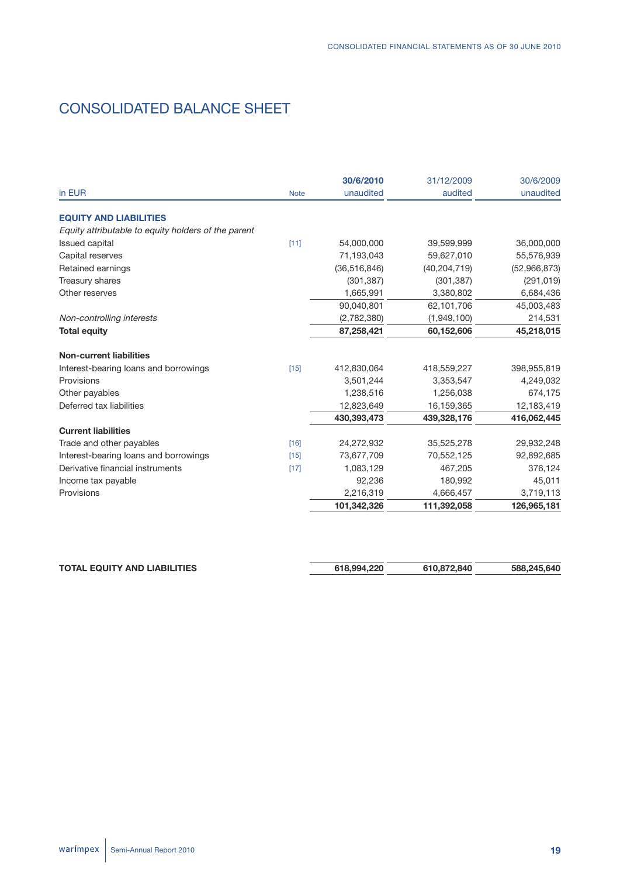# CONSOLIDATED BALANCE SHEET

| in EUR | Note | 30/6/2010 unaudited | 31/12/2009 audited | 30/6/2009 unaudited |
|---|---|---|---|---|
| **EQUITY AND LIABILITIES** | | | | |
| *Equity attributable to equity holders of the parent* | | | | |
| Issued capital | [11] | 54,000,000 | 39,599,999 | 36,000,000 |
| Capital reserves | | 71,193,043 | 59,627,010 | 55,576,939 |
| Retained earnings | | (36,516,846) | (40,204,719) | (52,966,873) |
| Treasury shares | | (301,387) | (301,387) | (291,019) |
| Other reserves | | 1,665,991 | 3,380,802 | 6,684,436 |
| | | 90,040,801 | 62,101,706 | 45,003,483 |
| *Non-controlling interests* | | (2,782,380) | (1,949,100) | 214,531 |
| **Total equity** | | **87,258,421** | **60,152,606** | **45,218,015** |
| **Non-current liabilities** | | | | |
| Interest-bearing loans and borrowings | [15] | 412,830,064 | 418,559,227 | 398,955,819 |
| Provisions | | 3,501,244 | 3,353,547 | 4,249,032 |
| Other payables | | 1,238,516 | 1,256,038 | 674,175 |
| Deferred tax liabilities | | 12,823,649 | 16,159,365 | 12,183,419 |
| | | **430,393,473** | **439,328,176** | **416,062,445** |
| **Current liabilities** | | | | |
| Trade and other payables | [16] | 24,272,932 | 35,525,278 | 29,932,248 |
| Interest-bearing loans and borrowings | [15] | 73,677,709 | 70,552,125 | 92,892,685 |
| Derivative financial instruments | [17] | 1,083,129 | 467,205 | 376,124 |
| Income tax payable | | 92,236 | 180,992 | 45,011 |
| Provisions | | 2,216,319 | 4,666,457 | 3,719,113 |
| | | **101,342,326** | **111,392,058** | **126,965,181** |
| **TOTAL EQUITY AND LIABILITIES** | | **618,994,220** | **610,872,840** | **588,245,640** |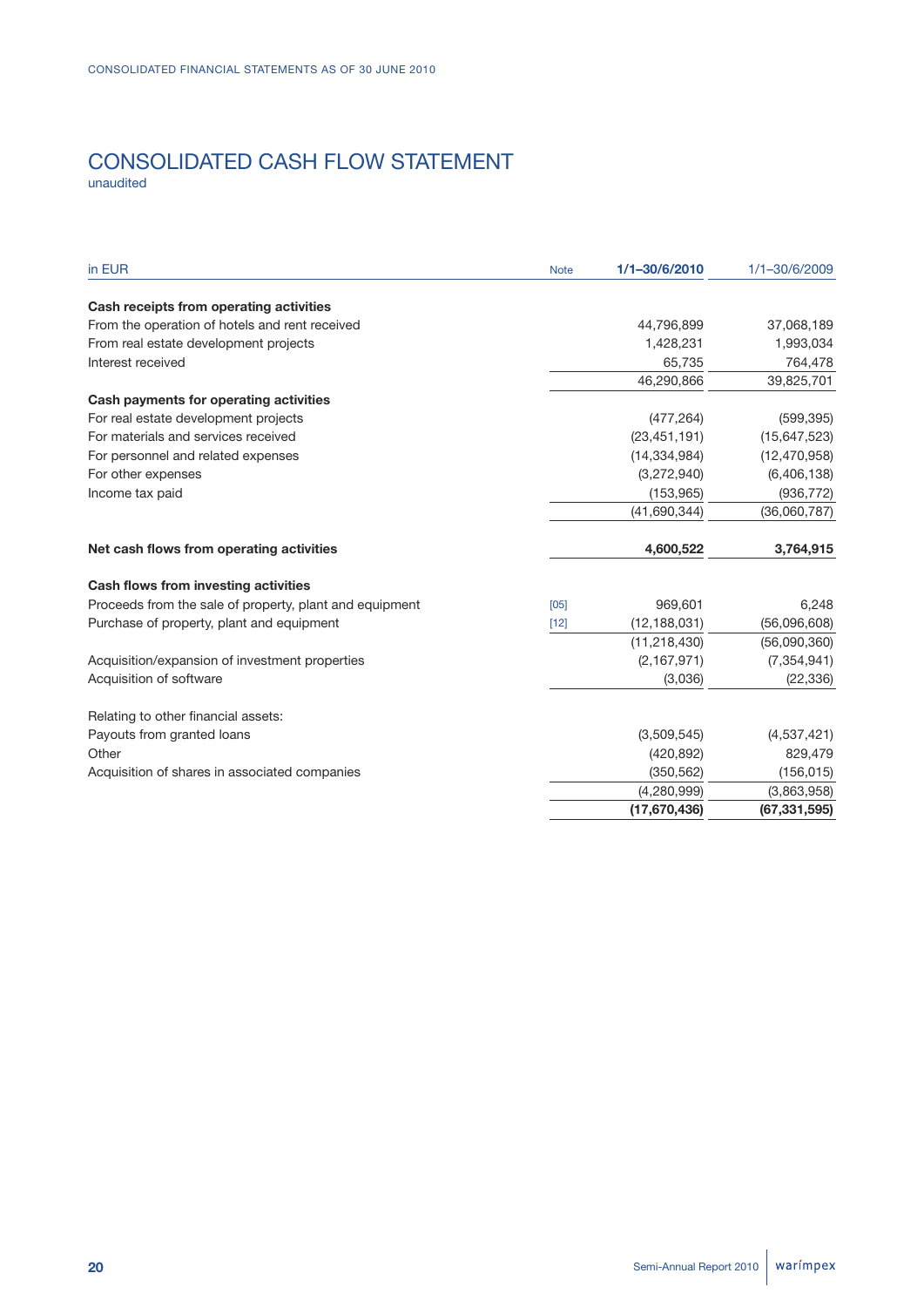# CONSOLIDATED CASH FLOW STATEMENT

unaudited

| in EUR | Note | 1/1–30/6/2010 | 1/1–30/6/2009 |
|---|---|---|---|
| **Cash receipts from operating activities** | | | |
| From the operation of hotels and rent received | | 44,796,899 | 37,068,189 |
| From real estate development projects | | 1,428,231 | 1,993,034 |
| Interest received | | 65,735 | 764,478 |
| | | 46,290,866 | 39,825,701 |
| **Cash payments for operating activities** | | | |
| For real estate development projects | | (477,264) | (599,395) |
| For materials and services received | | (23,451,191) | (15,647,523) |
| For personnel and related expenses | | (14,334,984) | (12,470,958) |
| For other expenses | | (3,272,940) | (6,406,138) |
| Income tax paid | | (153,965) | (936,772) |
| | | (41,690,344) | (36,060,787) |
| **Net cash flows from operating activities** | | **4,600,522** | **3,764,915** |
| **Cash flows from investing activities** | | | |
| Proceeds from the sale of property, plant and equipment | [05] | 969,601 | 6,248 |
| Purchase of property, plant and equipment | [12] | (12,188,031) | (56,096,608) |
| | | (11,218,430) | (56,090,360) |
| Acquisition/expansion of investment properties | | (2,167,971) | (7,354,941) |
| Acquisition of software | | (3,036) | (22,336) |
| Relating to other financial assets: | | | |
| Payouts from granted loans | | (3,509,545) | (4,537,421) |
| Other | | (420,892) | 829,479 |
| Acquisition of shares in associated companies | | (350,562) | (156,015) |
| | | (4,280,999) | (3,863,958) |
| | | **(17,670,436)** | **(67,331,595)** |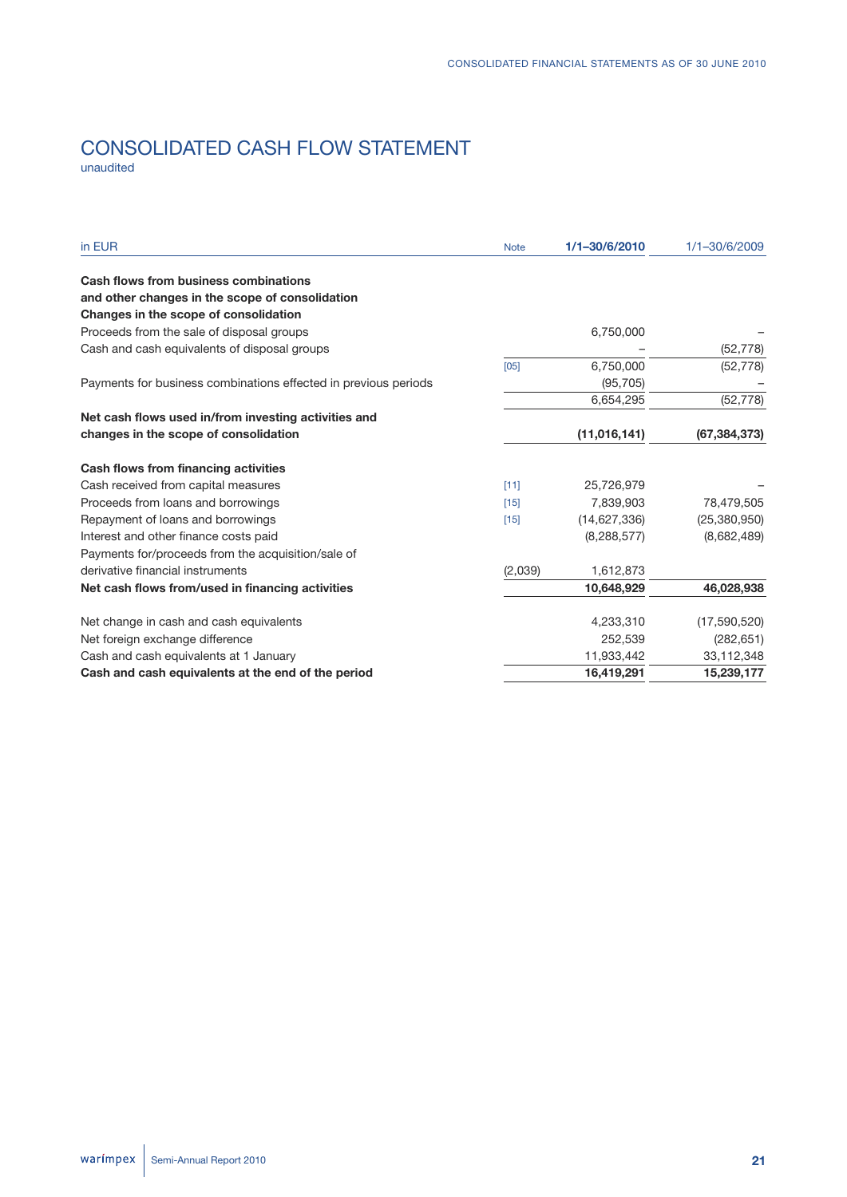# CONSOLIDATED CASH FLOW STATEMENT

unaudited

| in EUR | Note | 1/1–30/6/2010 | 1/1–30/6/2009 |
|---|---|---|---|
| **Cash flows from business combinations and other changes in the scope of consolidation** | | | |
| **Changes in the scope of consolidation** | | | |
| Proceeds from the sale of disposal groups | | 6,750,000 | – |
| Cash and cash equivalents of disposal groups | | – | (52,778) |
| | [05] | 6,750,000 | (52,778) |
| Payments for business combinations effected in previous periods | | (95,705) | – |
| | | 6,654,295 | (52,778) |
| **Net cash flows used in/from investing activities and changes in the scope of consolidation** | | **(11,016,141)** | **(67,384,373)** |
| **Cash flows from financing activities** | | | |
| Cash received from capital measures | [11] | 25,726,979 | – |
| Proceeds from loans and borrowings | [15] | 7,839,903 | 78,479,505 |
| Repayment of loans and borrowings | [15] | (14,627,336) | (25,380,950) |
| Interest and other finance costs paid | | (8,288,577) | (8,682,489) |
| Payments for/proceeds from the acquisition/sale of derivative financial instruments | (2,039) | 1,612,873 | |
| **Net cash flows from/used in financing activities** | | **10,648,929** | **46,028,938** |
| Net change in cash and cash equivalents | | 4,233,310 | (17,590,520) |
| Net foreign exchange difference | | 252,539 | (282,651) |
| Cash and cash equivalents at 1 January | | 11,933,442 | 33,112,348 |
| **Cash and cash equivalents at the end of the period** | | **16,419,291** | **15,239,177** |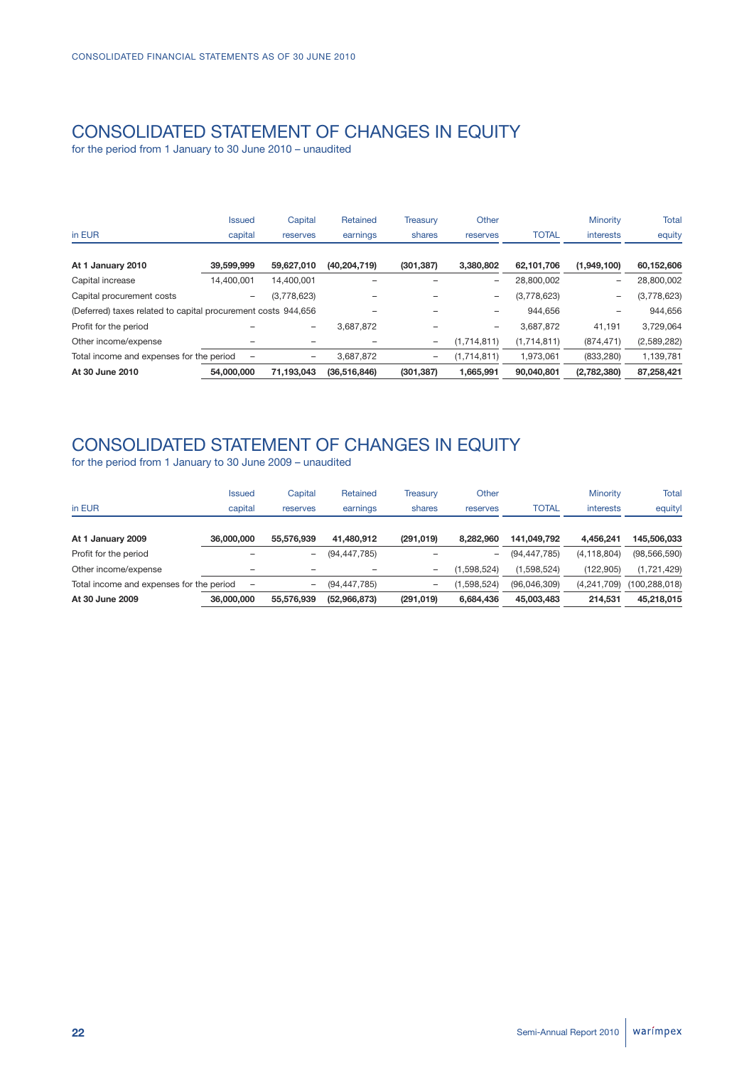# CONSOLIDATED STATEMENT OF CHANGES IN EQUITY

for the period from 1 January to 30 June 2010 – unaudited

| in EUR | Issued capital | Capital reserves | Retained earnings | Treasury shares | Other reserves | TOTAL | Minority interests | Total equity |
|---|---|---|---|---|---|---|---|---|
| **At 1 January 2010** | **39,599,999** | **59,627,010** | **(40,204,719)** | **(301,387)** | **3,380,802** | **62,101,706** | **(1,949,100)** | **60,152,606** |
| Capital increase | 14,400,001 | 14,400,001 | – | – | – | 28,800,002 | – | 28,800,002 |
| Capital procurement costs | – | (3,778,623) | – | – | – | (3,778,623) | – | (3,778,623) |
| (Deferred) taxes related to capital procurement costs | | 944,656 | – | – | – | 944,656 | – | 944,656 |
| Profit for the period | – | – | 3,687,872 | – | – | 3,687,872 | 41,191 | 3,729,064 |
| Other income/expense | – | – | – | – | (1,714,811) | (1,714,811) | (874,471) | (2,589,282) |
| Total income and expenses for the period | – | – | 3,687,872 | – | (1,714,811) | 1,973,061 | (833,280) | 1,139,781 |
| **At 30 June 2010** | **54,000,000** | **71,193,043** | **(36,516,846)** | **(301,387)** | **1,665,991** | **90,040,801** | **(2,782,380)** | **87,258,421** |

# CONSOLIDATED STATEMENT OF CHANGES IN EQUITY

for the period from 1 January to 30 June 2009 – unaudited

| in EUR | Issued capital | Capital reserves | Retained earnings | Treasury shares | Other reserves | TOTAL | Minority interests | Total equityl |
|---|---|---|---|---|---|---|---|---|
| **At 1 January 2009** | **36,000,000** | **55,576,939** | **41,480,912** | **(291,019)** | **8,282,960** | **141,049,792** | **4,456,241** | **145,506,033** |
| Profit for the period | – | – | (94,447,785) | – | – | (94,447,785) | (4,118,804) | (98,566,590) |
| Other income/expense | – | – | – | – | (1,598,524) | (1,598,524) | (122,905) | (1,721,429) |
| Total income and expenses for the period | – | – | (94,447,785) | – | (1,598,524) | (96,046,309) | (4,241,709) | (100,288,018) |
| **At 30 June 2009** | **36,000,000** | **55,576,939** | **(52,966,873)** | **(291,019)** | **6,684,436** | **45,003,483** | **214,531** | **45,218,015** |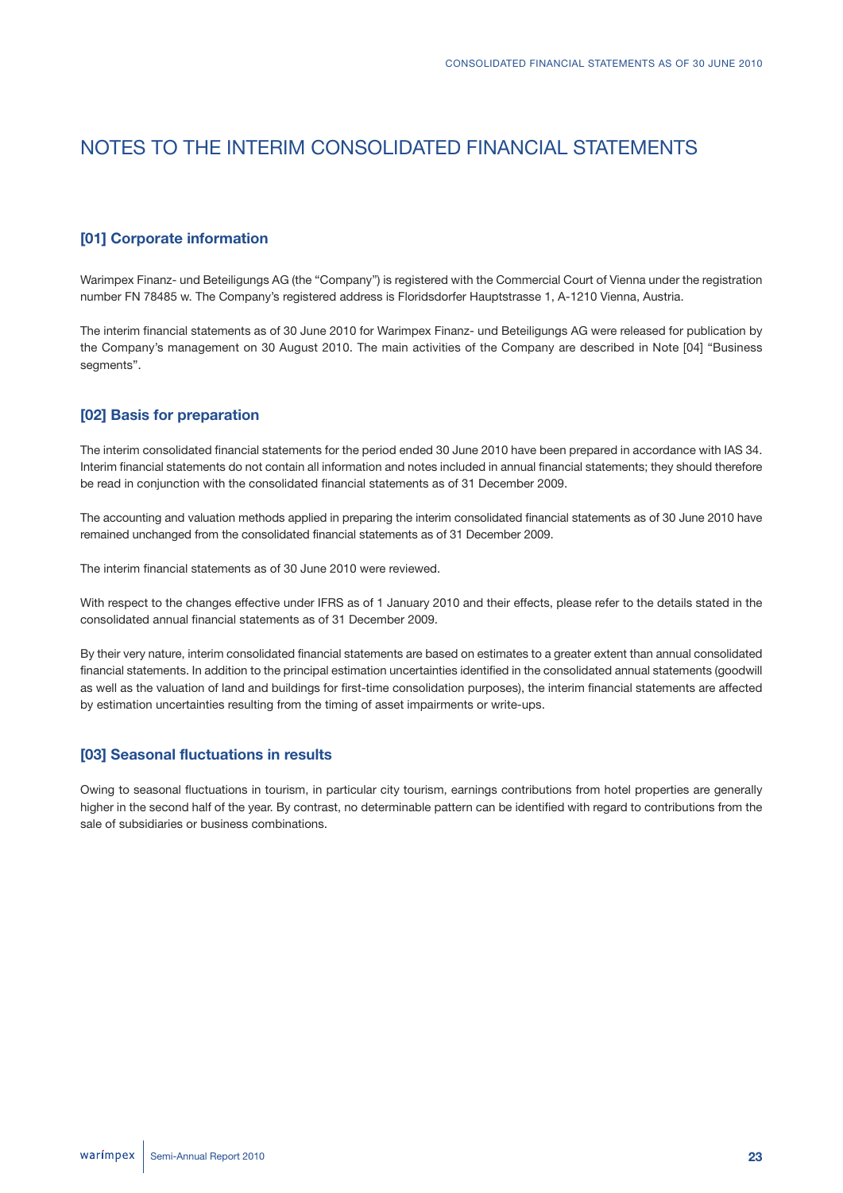# NOTES TO THE INTERIM CONSOLIDATED FINANCIAL STATEMENTS

## [01] Corporate information

Warimpex Finanz- und Beteiligungs AG (the "Company") is registered with the Commercial Court of Vienna under the registration number FN 78485 w. The Company's registered address is Floridsdorfer Hauptstrasse 1, A-1210 Vienna, Austria.

The interim financial statements as of 30 June 2010 for Warimpex Finanz- und Beteiligungs AG were released for publication by the Company's management on 30 August 2010. The main activities of the Company are described in Note [04] "Business segments".

## [02] Basis for preparation

The interim consolidated financial statements for the period ended 30 June 2010 have been prepared in accordance with IAS 34. Interim financial statements do not contain all information and notes included in annual financial statements; they should therefore be read in conjunction with the consolidated financial statements as of 31 December 2009.

The accounting and valuation methods applied in preparing the interim consolidated financial statements as of 30 June 2010 have remained unchanged from the consolidated financial statements as of 31 December 2009.

The interim financial statements as of 30 June 2010 were reviewed.

With respect to the changes effective under IFRS as of 1 January 2010 and their effects, please refer to the details stated in the consolidated annual financial statements as of 31 December 2009.

By their very nature, interim consolidated financial statements are based on estimates to a greater extent than annual consolidated financial statements. In addition to the principal estimation uncertainties identified in the consolidated annual statements (goodwill as well as the valuation of land and buildings for first-time consolidation purposes), the interim financial statements are affected by estimation uncertainties resulting from the timing of asset impairments or write-ups.

## [03] Seasonal fluctuations in results

Owing to seasonal fluctuations in tourism, in particular city tourism, earnings contributions from hotel properties are generally higher in the second half of the year. By contrast, no determinable pattern can be identified with regard to contributions from the sale of subsidiaries or business combinations.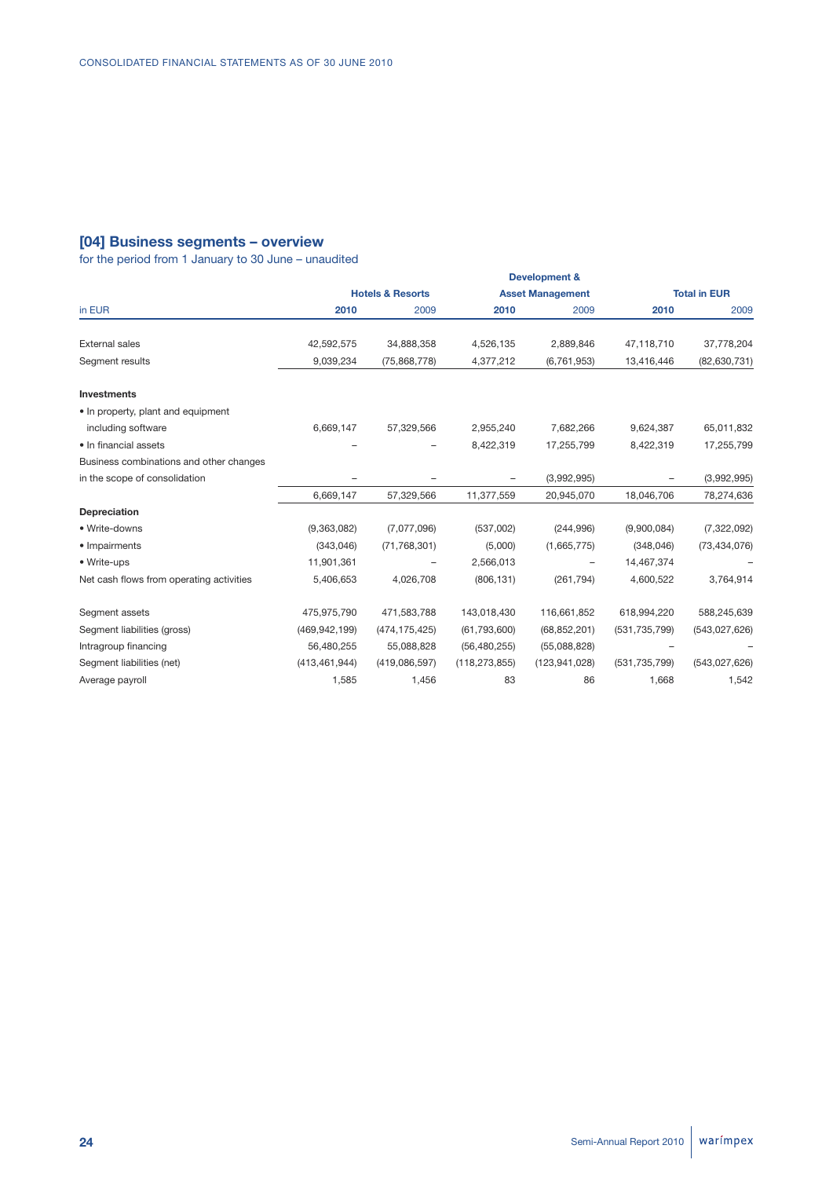## [04] Business segments – overview

for the period from 1 January to 30 June – unaudited

| in EUR | Hotels & Resorts | | Development & Asset Management | | Total in EUR | |
|---|---|---|---|---|---|---|
| | **2010** | 2009 | **2010** | 2009 | **2010** | 2009 |
| External sales | 42,592,575 | 34,888,358 | 4,526,135 | 2,889,846 | 47,118,710 | 37,778,204 |
| Segment results | 9,039,234 | (75,868,778) | 4,377,212 | (6,761,953) | 13,416,446 | (82,630,731) |
| **Investments** | | | | | | |
| • In property, plant and equipment including software | 6,669,147 | 57,329,566 | 2,955,240 | 7,682,266 | 9,624,387 | 65,011,832 |
| • In financial assets | – | – | 8,422,319 | 17,255,799 | 8,422,319 | 17,255,799 |
| Business combinations and other changes in the scope of consolidation | – | – | – | (3,992,995) | – | (3,992,995) |
| | 6,669,147 | 57,329,566 | 11,377,559 | 20,945,070 | 18,046,706 | 78,274,636 |
| **Depreciation** | | | | | | |
| • Write-downs | (9,363,082) | (7,077,096) | (537,002) | (244,996) | (9,900,084) | (7,322,092) |
| • Impairments | (343,046) | (71,768,301) | (5,000) | (1,665,775) | (348,046) | (73,434,076) |
| • Write-ups | 11,901,361 | – | 2,566,013 | – | 14,467,374 | – |
| Net cash flows from operating activities | 5,406,653 | 4,026,708 | (806,131) | (261,794) | 4,600,522 | 3,764,914 |
| Segment assets | 475,975,790 | 471,583,788 | 143,018,430 | 116,661,852 | 618,994,220 | 588,245,639 |
| Segment liabilities (gross) | (469,942,199) | (474,175,425) | (61,793,600) | (68,852,201) | (531,735,799) | (543,027,626) |
| Intragroup financing | 56,480,255 | 55,088,828 | (56,480,255) | (55,088,828) | – | – |
| Segment liabilities (net) | (413,461,944) | (419,086,597) | (118,273,855) | (123,941,028) | (531,735,799) | (543,027,626) |
| Average payroll | 1,585 | 1,456 | 83 | 86 | 1,668 | 1,542 |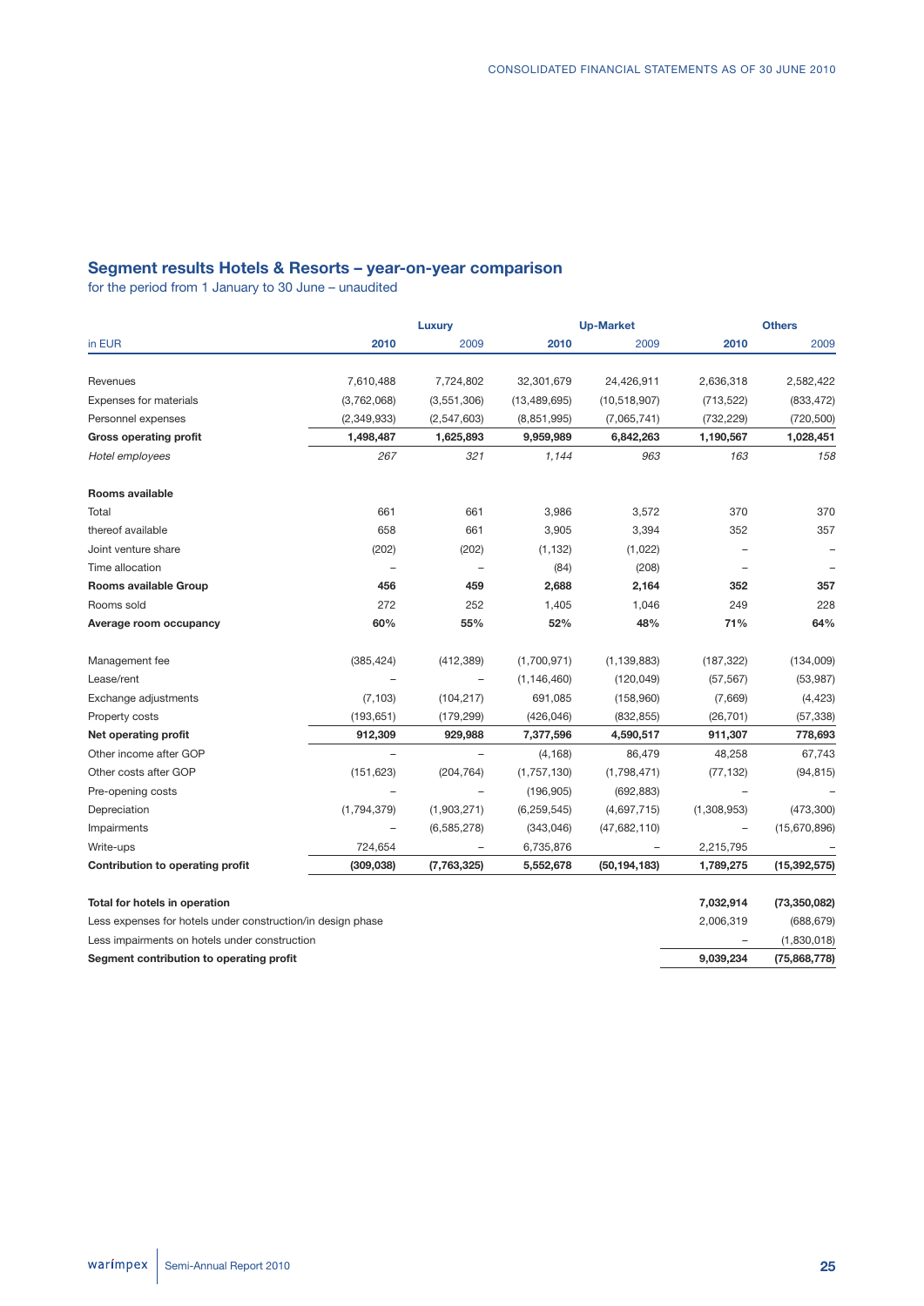## Segment results Hotels & Resorts – year-on-year comparison

for the period from 1 January to 30 June – unaudited

| in EUR | Luxury | | Up-Market | | Others | |
|---|---|---|---|---|---|---|
| | **2010** | 2009 | **2010** | 2009 | **2010** | 2009 |
| Revenues | 7,610,488 | 7,724,802 | 32,301,679 | 24,426,911 | 2,636,318 | 2,582,422 |
| Expenses for materials | (3,762,068) | (3,551,306) | (13,489,695) | (10,518,907) | (713,522) | (833,472) |
| Personnel expenses | (2,349,933) | (2,547,603) | (8,851,995) | (7,065,741) | (732,229) | (720,500) |
| **Gross operating profit** | **1,498,487** | **1,625,893** | **9,959,989** | **6,842,263** | **1,190,567** | **1,028,451** |
| *Hotel employees* | *267* | *321* | *1,144* | *963* | *163* | *158* |
| **Rooms available** | | | | | | |
| Total | 661 | 661 | 3,986 | 3,572 | 370 | 370 |
| thereof available | 658 | 661 | 3,905 | 3,394 | 352 | 357 |
| Joint venture share | (202) | (202) | (1,132) | (1,022) | – | – |
| Time allocation | – | – | (84) | (208) | – | – |
| **Rooms available Group** | **456** | **459** | **2,688** | **2,164** | **352** | **357** |
| Rooms sold | 272 | 252 | 1,405 | 1,046 | 249 | 228 |
| **Average room occupancy** | **60%** | **55%** | **52%** | **48%** | **71%** | **64%** |
| Management fee | (385,424) | (412,389) | (1,700,971) | (1,139,883) | (187,322) | (134,009) |
| Lease/rent | – | – | (1,146,460) | (120,049) | (57,567) | (53,987) |
| Exchange adjustments | (7,103) | (104,217) | 691,085 | (158,960) | (7,669) | (4,423) |
| Property costs | (193,651) | (179,299) | (426,046) | (832,855) | (26,701) | (57,338) |
| **Net operating profit** | **912,309** | **929,988** | **7,377,596** | **4,590,517** | **911,307** | **778,693** |
| Other income after GOP | – | – | (4,168) | 86,479 | 48,258 | 67,743 |
| Other costs after GOP | (151,623) | (204,764) | (1,757,130) | (1,798,471) | (77,132) | (94,815) |
| Pre-opening costs | – | – | (196,905) | (692,883) | – | – |
| Depreciation | (1,794,379) | (1,903,271) | (6,259,545) | (4,697,715) | (1,308,953) | (473,300) |
| Impairments | – | (6,585,278) | (343,046) | (47,682,110) | – | (15,670,896) |
| Write-ups | 724,654 | – | 6,735,876 | – | 2,215,795 | – |
| **Contribution to operating profit** | **(309,038)** | **(7,763,325)** | **5,552,678** | **(50,194,183)** | **1,789,275** | **(15,392,575)** |
| **Total for hotels in operation** | | | | | **7,032,914** | **(73,350,082)** |
| Less expenses for hotels under construction/in design phase | | | | | 2,006,319 | (688,679) |
| Less impairments on hotels under construction | | | | | – | (1,830,018) |
| **Segment contribution to operating profit** | | | | | **9,039,234** | **(75,868,778)** |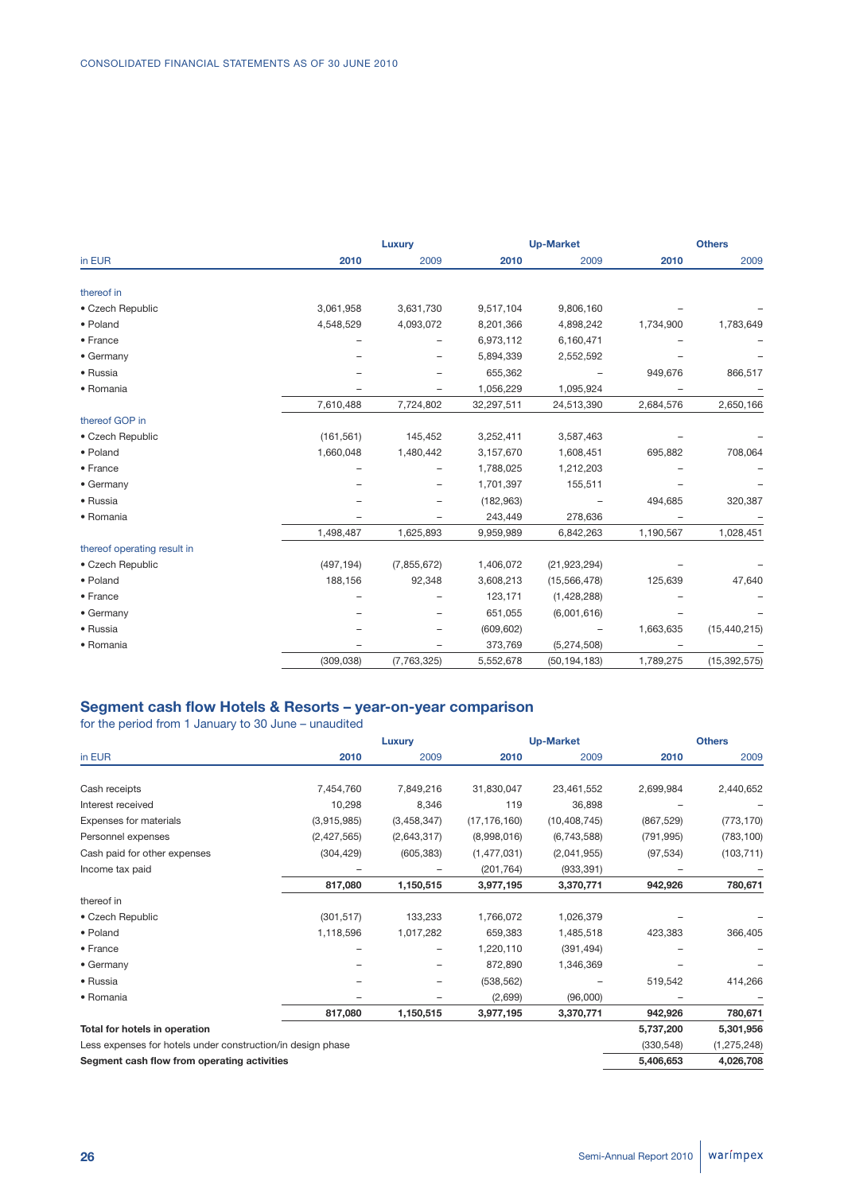| in EUR | Luxury 2010 | Luxury 2009 | Up-Market 2010 | Up-Market 2009 | Others 2010 | Others 2009 |
|---|---|---|---|---|---|---|
| thereof in | | | | | | |
| • Czech Republic | 3,061,958 | 3,631,730 | 9,517,104 | 9,806,160 | – | – |
| • Poland | 4,548,529 | 4,093,072 | 8,201,366 | 4,898,242 | 1,734,900 | 1,783,649 |
| • France | – | – | 6,973,112 | 6,160,471 | – | – |
| • Germany | – | – | 5,894,339 | 2,552,592 | – | – |
| • Russia | – | – | 655,362 | – | 949,676 | 866,517 |
| • Romania | – | – | 1,056,229 | 1,095,924 | – | – |
| | 7,610,488 | 7,724,802 | 32,297,511 | 24,513,390 | 2,684,576 | 2,650,166 |
| thereof GOP in | | | | | | |
| • Czech Republic | (161,561) | 145,452 | 3,252,411 | 3,587,463 | – | – |
| • Poland | 1,660,048 | 1,480,442 | 3,157,670 | 1,608,451 | 695,882 | 708,064 |
| • France | – | – | 1,788,025 | 1,212,203 | – | – |
| • Germany | – | – | 1,701,397 | 155,511 | – | – |
| • Russia | – | – | (182,963) | – | 494,685 | 320,387 |
| • Romania | – | – | 243,449 | 278,636 | – | – |
| | 1,498,487 | 1,625,893 | 9,959,989 | 6,842,263 | 1,190,567 | 1,028,451 |
| thereof operating result in | | | | | | |
| • Czech Republic | (497,194) | (7,855,672) | 1,406,072 | (21,923,294) | – | – |
| • Poland | 188,156 | 92,348 | 3,608,213 | (15,566,478) | 125,639 | 47,640 |
| • France | – | – | 123,171 | (1,428,288) | – | – |
| • Germany | – | – | 651,055 | (6,001,616) | – | – |
| • Russia | – | – | (609,602) | – | 1,663,635 | (15,440,215) |
| • Romania | – | – | 373,769 | (5,274,508) | – | – |
| | (309,038) | (7,763,325) | 5,552,678 | (50,194,183) | 1,789,275 | (15,392,575) |

## Segment cash flow Hotels & Resorts – year-on-year comparison

for the period from 1 January to 30 June – unaudited

| in EUR | Luxury 2010 | Luxury 2009 | Up-Market 2010 | Up-Market 2009 | Others 2010 | Others 2009 |
|---|---|---|---|---|---|---|
| Cash receipts | 7,454,760 | 7,849,216 | 31,830,047 | 23,461,552 | 2,699,984 | 2,440,652 |
| Interest received | 10,298 | 8,346 | 119 | 36,898 | – | – |
| Expenses for materials | (3,915,985) | (3,458,347) | (17,176,160) | (10,408,745) | (867,529) | (773,170) |
| Personnel expenses | (2,427,565) | (2,643,317) | (8,998,016) | (6,743,588) | (791,995) | (783,100) |
| Cash paid for other expenses | (304,429) | (605,383) | (1,477,031) | (2,041,955) | (97,534) | (103,711) |
| Income tax paid | – | – | (201,764) | (933,391) | – | – |
| | **817,080** | **1,150,515** | **3,977,195** | **3,370,771** | **942,926** | **780,671** |
| thereof in | | | | | | |
| • Czech Republic | (301,517) | 133,233 | 1,766,072 | 1,026,379 | – | – |
| • Poland | 1,118,596 | 1,017,282 | 659,383 | 1,485,518 | 423,383 | 366,405 |
| • France | – | – | 1,220,110 | (391,494) | – | – |
| • Germany | – | – | 872,890 | 1,346,369 | – | – |
| • Russia | – | – | (538,562) | – | 519,542 | 414,266 |
| • Romania | – | – | (2,699) | (96,000) | – | – |
| | **817,080** | **1,150,515** | **3,977,195** | **3,370,771** | **942,926** | **780,671** |
| **Total for hotels in operation** | | | | | **5,737,200** | **5,301,956** |
| Less expenses for hotels under construction/in design phase | | | | | (330,548) | (1,275,248) |
| **Segment cash flow from operating activities** | | | | | **5,406,653** | **4,026,708** |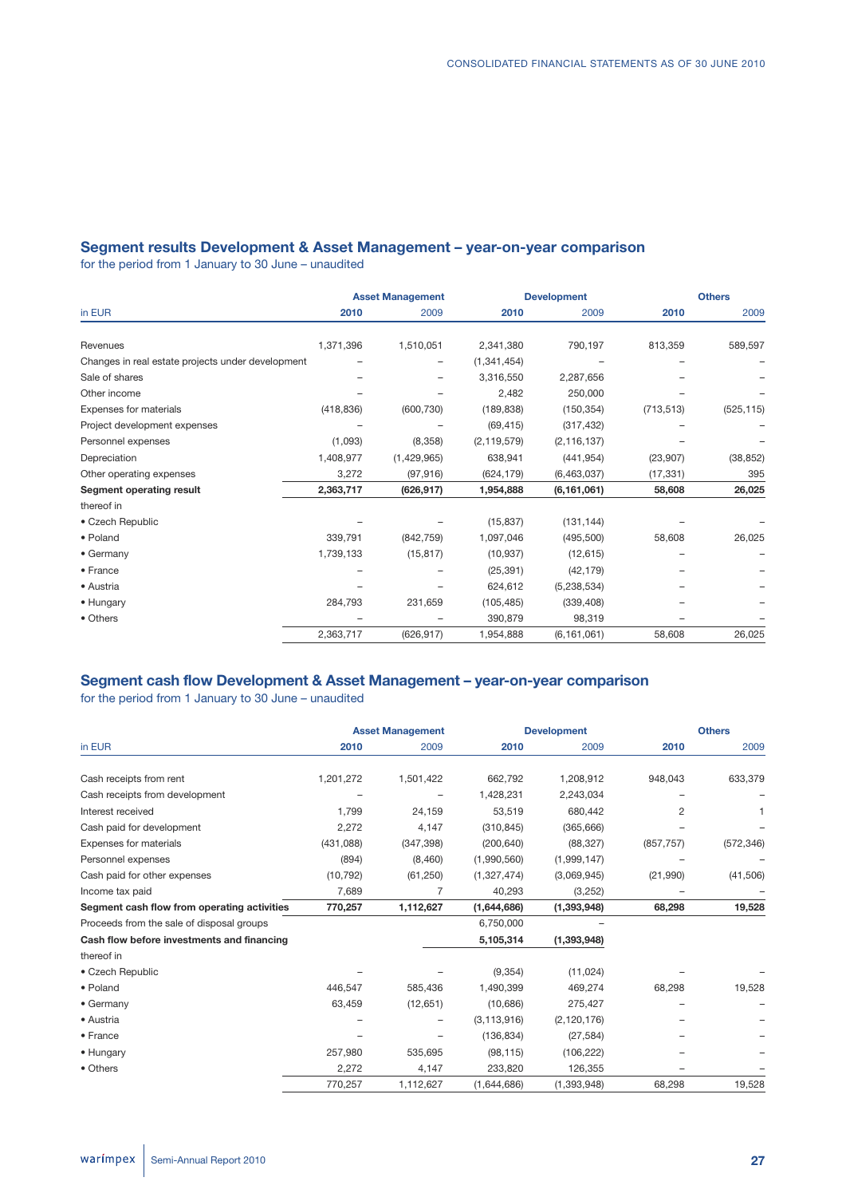## Segment results Development & Asset Management – year-on-year comparison

for the period from 1 January to 30 June – unaudited

| in EUR | Asset Management | | Development | | Others | |
|---|---|---|---|---|---|---|
| | **2010** | 2009 | **2010** | 2009 | **2010** | 2009 |
| Revenues | 1,371,396 | 1,510,051 | 2,341,380 | 790,197 | 813,359 | 589,597 |
| Changes in real estate projects under development | – | – | (1,341,454) | – | – | – |
| Sale of shares | – | – | 3,316,550 | 2,287,656 | – | – |
| Other income | – | – | 2,482 | 250,000 | – | – |
| Expenses for materials | (418,836) | (600,730) | (189,838) | (150,354) | (713,513) | (525,115) |
| Project development expenses | – | – | (69,415) | (317,432) | – | – |
| Personnel expenses | (1,093) | (8,358) | (2,119,579) | (2,116,137) | – | – |
| Depreciation | 1,408,977 | (1,429,965) | 638,941 | (441,954) | (23,907) | (38,852) |
| Other operating expenses | 3,272 | (97,916) | (624,179) | (6,463,037) | (17,331) | 395 |
| **Segment operating result** | **2,363,717** | **(626,917)** | **1,954,888** | **(6,161,061)** | **58,608** | **26,025** |
| thereof in | | | | | | |
| • Czech Republic | – | – | (15,837) | (131,144) | – | – |
| • Poland | 339,791 | (842,759) | 1,097,046 | (495,500) | 58,608 | 26,025 |
| • Germany | 1,739,133 | (15,817) | (10,937) | (12,615) | – | – |
| • France | – | – | (25,391) | (42,179) | – | – |
| • Austria | – | – | 624,612 | (5,238,534) | – | – |
| • Hungary | 284,793 | 231,659 | (105,485) | (339,408) | – | – |
| • Others | – | – | 390,879 | 98,319 | – | – |
| | 2,363,717 | (626,917) | 1,954,888 | (6,161,061) | 58,608 | 26,025 |

## Segment cash flow Development & Asset Management – year-on-year comparison

for the period from 1 January to 30 June – unaudited

| in EUR | Asset Management | | Development | | Others | |
|---|---|---|---|---|---|---|
| | **2010** | 2009 | **2010** | 2009 | **2010** | 2009 |
| Cash receipts from rent | 1,201,272 | 1,501,422 | 662,792 | 1,208,912 | 948,043 | 633,379 |
| Cash receipts from development | – | – | 1,428,231 | 2,243,034 | – | – |
| Interest received | 1,799 | 24,159 | 53,519 | 680,442 | 2 | 1 |
| Cash paid for development | 2,272 | 4,147 | (310,845) | (365,666) | – | – |
| Expenses for materials | (431,088) | (347,398) | (200,640) | (88,327) | (857,757) | (572,346) |
| Personnel expenses | (894) | (8,460) | (1,990,560) | (1,999,147) | – | – |
| Cash paid for other expenses | (10,792) | (61,250) | (1,327,474) | (3,069,945) | (21,990) | (41,506) |
| Income tax paid | 7,689 | 7 | 40,293 | (3,252) | – | – |
| **Segment cash flow from operating activities** | **770,257** | **1,112,627** | **(1,644,686)** | **(1,393,948)** | **68,298** | **19,528** |
| Proceeds from the sale of disposal groups | | | 6,750,000 | – | | |
| **Cash flow before investments and financing** | | | **5,105,314** | **(1,393,948)** | | |
| thereof in | | | | | | |
| • Czech Republic | – | – | (9,354) | (11,024) | – | – |
| • Poland | 446,547 | 585,436 | 1,490,399 | 469,274 | 68,298 | 19,528 |
| • Germany | 63,459 | (12,651) | (10,686) | 275,427 | – | – |
| • Austria | – | – | (3,113,916) | (2,120,176) | – | – |
| • France | – | – | (136,834) | (27,584) | – | – |
| • Hungary | 257,980 | 535,695 | (98,115) | (106,222) | – | – |
| • Others | 2,272 | 4,147 | 233,820 | 126,355 | – | – |
| | 770,257 | 1,112,627 | (1,644,686) | (1,393,948) | 68,298 | 19,528 |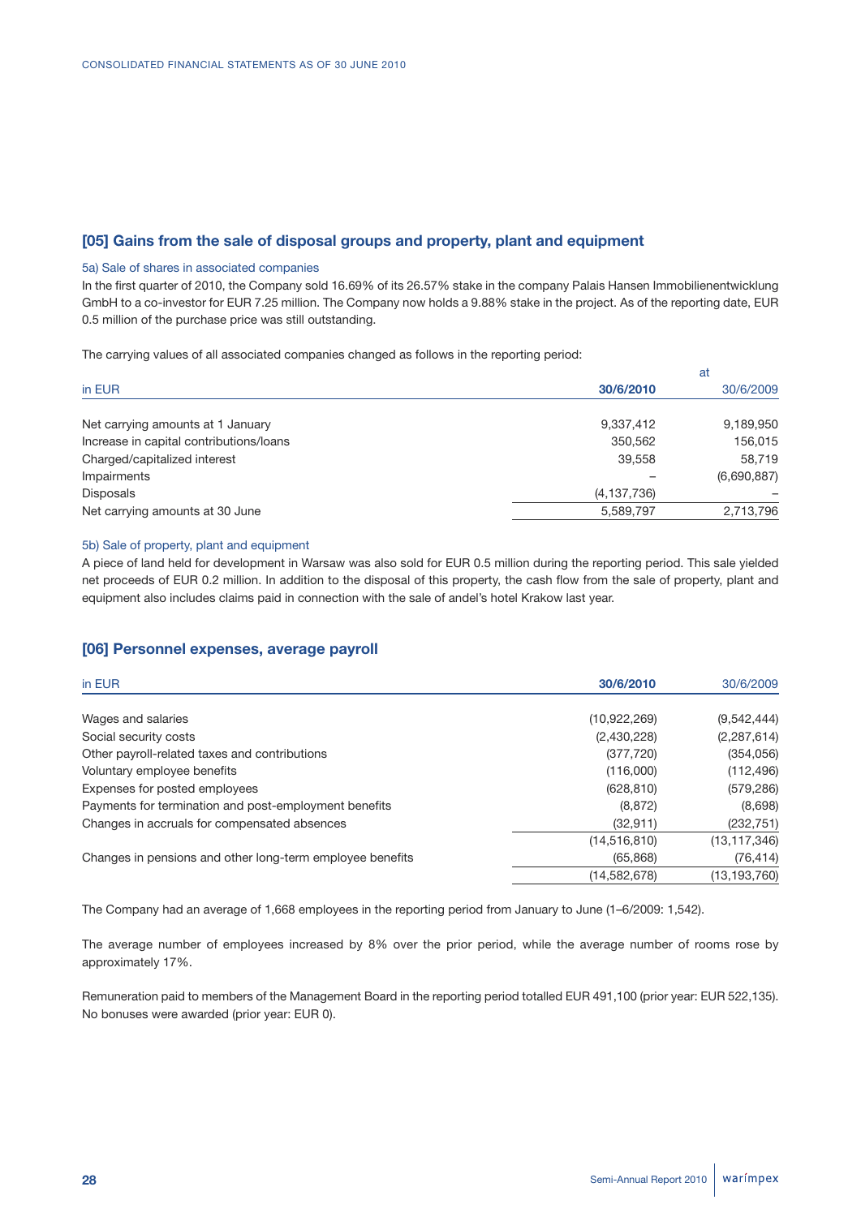## [05] Gains from the sale of disposal groups and property, plant and equipment

### 5a) Sale of shares in associated companies

In the first quarter of 2010, the Company sold 16.69% of its 26.57% stake in the company Palais Hansen Immobilienentwicklung GmbH to a co-investor for EUR 7.25 million. The Company now holds a 9.88% stake in the project. As of the reporting date, EUR 0.5 million of the purchase price was still outstanding.

The carrying values of all associated companies changed as follows in the reporting period:

| in EUR | at 30/6/2010 | 30/6/2009 |
|---|---|---|
| Net carrying amounts at 1 January | 9,337,412 | 9,189,950 |
| Increase in capital contributions/loans | 350,562 | 156,015 |
| Charged/capitalized interest | 39,558 | 58,719 |
| Impairments | – | (6,690,887) |
| Disposals | (4,137,736) | – |
| Net carrying amounts at 30 June | 5,589,797 | 2,713,796 |

### 5b) Sale of property, plant and equipment

A piece of land held for development in Warsaw was also sold for EUR 0.5 million during the reporting period. This sale yielded net proceeds of EUR 0.2 million. In addition to the disposal of this property, the cash flow from the sale of property, plant and equipment also includes claims paid in connection with the sale of andel's hotel Krakow last year.

## [06] Personnel expenses, average payroll

| in EUR | 30/6/2010 | 30/6/2009 |
|---|---|---|
| Wages and salaries | (10,922,269) | (9,542,444) |
| Social security costs | (2,430,228) | (2,287,614) |
| Other payroll-related taxes and contributions | (377,720) | (354,056) |
| Voluntary employee benefits | (116,000) | (112,496) |
| Expenses for posted employees | (628,810) | (579,286) |
| Payments for termination and post-employment benefits | (8,872) | (8,698) |
| Changes in accruals for compensated absences | (32,911) | (232,751) |
| | (14,516,810) | (13,117,346) |
| Changes in pensions and other long-term employee benefits | (65,868) | (76,414) |
| | (14,582,678) | (13,193,760) |

The Company had an average of 1,668 employees in the reporting period from January to June (1–6/2009: 1,542).

The average number of employees increased by 8% over the prior period, while the average number of rooms rose by approximately 17%.

Remuneration paid to members of the Management Board in the reporting period totalled EUR 491,100 (prior year: EUR 522,135). No bonuses were awarded (prior year: EUR 0).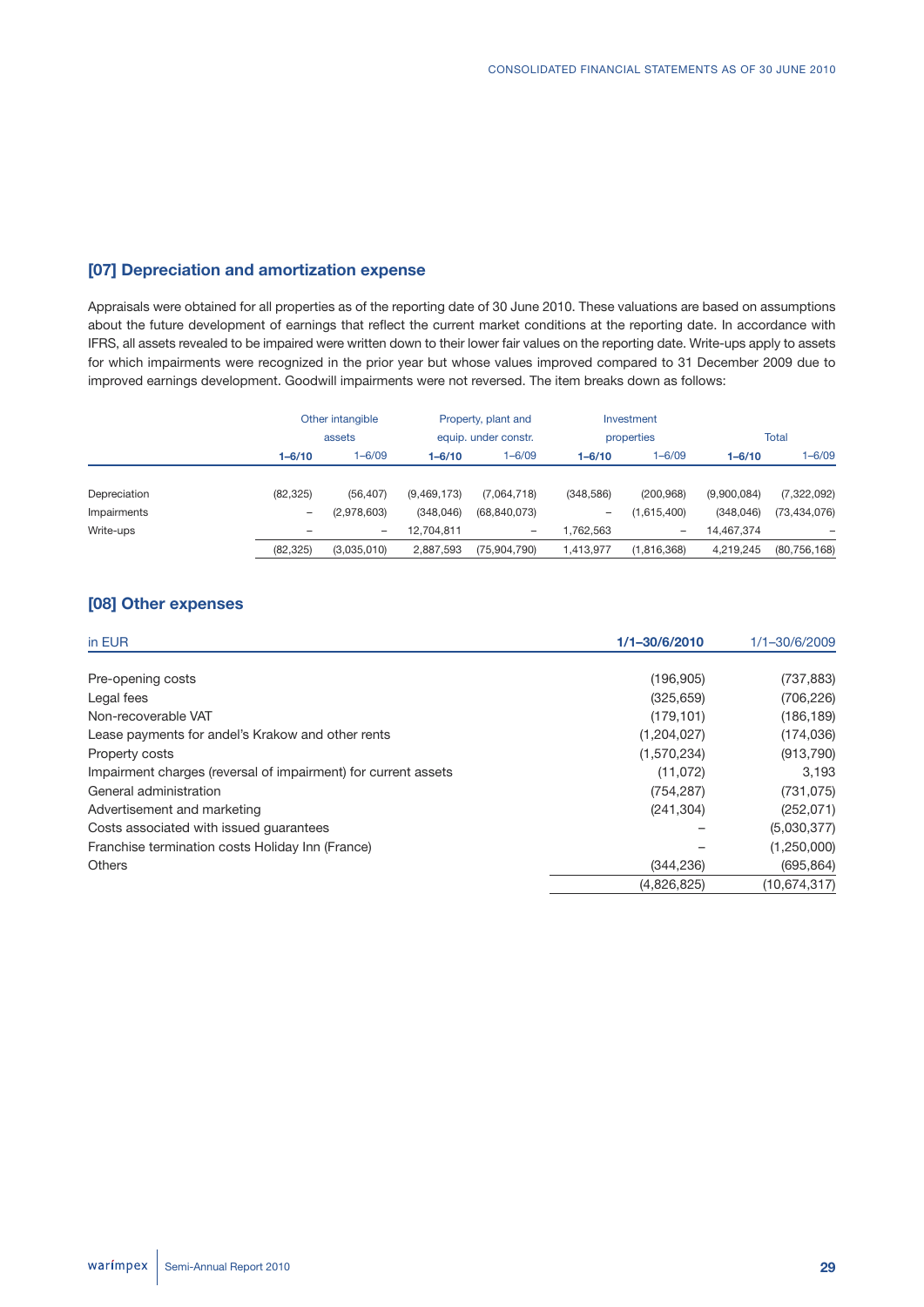## [07] Depreciation and amortization expense

Appraisals were obtained for all properties as of the reporting date of 30 June 2010. These valuations are based on assumptions about the future development of earnings that reflect the current market conditions at the reporting date. In accordance with IFRS, all assets revealed to be impaired were written down to their lower fair values on the reporting date. Write-ups apply to assets for which impairments were recognized in the prior year but whose values improved compared to 31 December 2009 due to improved earnings development. Goodwill impairments were not reversed. The item breaks down as follows:

| | Other intangible assets | | Property, plant and equip. under constr. | | Investment properties | | Total | |
|---|---|---|---|---|---|---|---|---|
| | **1–6/10** | 1–6/09 | **1–6/10** | 1–6/09 | **1–6/10** | 1–6/09 | **1–6/10** | 1–6/09 |
| Depreciation | (82,325) | (56,407) | (9,469,173) | (7,064,718) | (348,586) | (200,968) | (9,900,084) | (7,322,092) |
| Impairments | – | (2,978,603) | (348,046) | (68,840,073) | – | (1,615,400) | (348,046) | (73,434,076) |
| Write-ups | – | – | 12,704,811 | – | 1,762,563 | – | 14,467,374 | – |
| | (82,325) | (3,035,010) | 2,887,593 | (75,904,790) | 1,413,977 | (1,816,368) | 4,219,245 | (80,756,168) |

## [08] Other expenses

| in EUR | **1/1–30/6/2010** | 1/1–30/6/2009 |
|---|---|---|
| Pre-opening costs | (196,905) | (737,883) |
| Legal fees | (325,659) | (706,226) |
| Non-recoverable VAT | (179,101) | (186,189) |
| Lease payments for andel's Krakow and other rents | (1,204,027) | (174,036) |
| Property costs | (1,570,234) | (913,790) |
| Impairment charges (reversal of impairment) for current assets | (11,072) | 3,193 |
| General administration | (754,287) | (731,075) |
| Advertisement and marketing | (241,304) | (252,071) |
| Costs associated with issued guarantees | – | (5,030,377) |
| Franchise termination costs Holiday Inn (France) | – | (1,250,000) |
| Others | (344,236) | (695,864) |
| | (4,826,825) | (10,674,317) |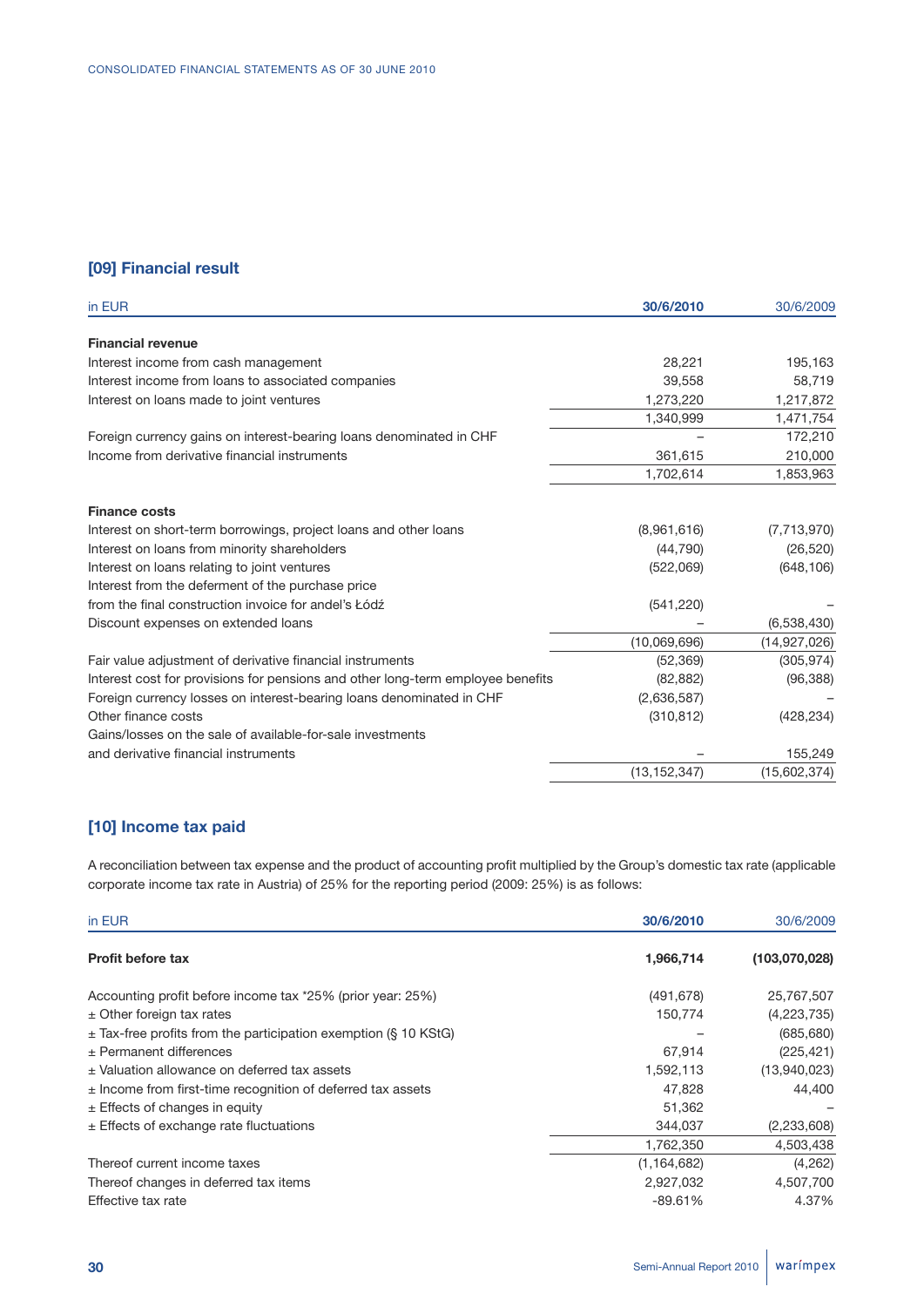## [09] Financial result

| in EUR | 30/6/2010 | 30/6/2009 |
|---|---|---|
| **Financial revenue** | | |
| Interest income from cash management | 28,221 | 195,163 |
| Interest income from loans to associated companies | 39,558 | 58,719 |
| Interest on loans made to joint ventures | 1,273,220 | 1,217,872 |
| | 1,340,999 | 1,471,754 |
| Foreign currency gains on interest-bearing loans denominated in CHF | – | 172,210 |
| Income from derivative financial instruments | 361,615 | 210,000 |
| | 1,702,614 | 1,853,963 |
| **Finance costs** | | |
| Interest on short-term borrowings, project loans and other loans | (8,961,616) | (7,713,970) |
| Interest on loans from minority shareholders | (44,790) | (26,520) |
| Interest on loans relating to joint ventures | (522,069) | (648,106) |
| Interest from the deferment of the purchase price from the final construction invoice for andel's Łódź | (541,220) | – |
| Discount expenses on extended loans | – | (6,538,430) |
| | (10,069,696) | (14,927,026) |
| Fair value adjustment of derivative financial instruments | (52,369) | (305,974) |
| Interest cost for provisions for pensions and other long-term employee benefits | (82,882) | (96,388) |
| Foreign currency losses on interest-bearing loans denominated in CHF | (2,636,587) | – |
| Other finance costs | (310,812) | (428,234) |
| Gains/losses on the sale of available-for-sale investments and derivative financial instruments | – | 155,249 |
| | (13,152,347) | (15,602,374) |

## [10] Income tax paid

A reconciliation between tax expense and the product of accounting profit multiplied by the Group's domestic tax rate (applicable corporate income tax rate in Austria) of 25% for the reporting period (2009: 25%) is as follows:

| in EUR | 30/6/2010 | 30/6/2009 |
|---|---|---|
| **Profit before tax** | **1,966,714** | **(103,070,028)** |
| Accounting profit before income tax *25% (prior year: 25%) | (491,678) | 25,767,507 |
| ± Other foreign tax rates | 150,774 | (4,223,735) |
| ± Tax-free profits from the participation exemption (§ 10 KStG) | – | (685,680) |
| ± Permanent differences | 67,914 | (225,421) |
| ± Valuation allowance on deferred tax assets | 1,592,113 | (13,940,023) |
| ± Income from first-time recognition of deferred tax assets | 47,828 | 44,400 |
| ± Effects of changes in equity | 51,362 | – |
| ± Effects of exchange rate fluctuations | 344,037 | (2,233,608) |
| | 1,762,350 | 4,503,438 |
| Thereof current income taxes | (1,164,682) | (4,262) |
| Thereof changes in deferred tax items | 2,927,032 | 4,507,700 |
| Effective tax rate | -89.61% | 4.37% |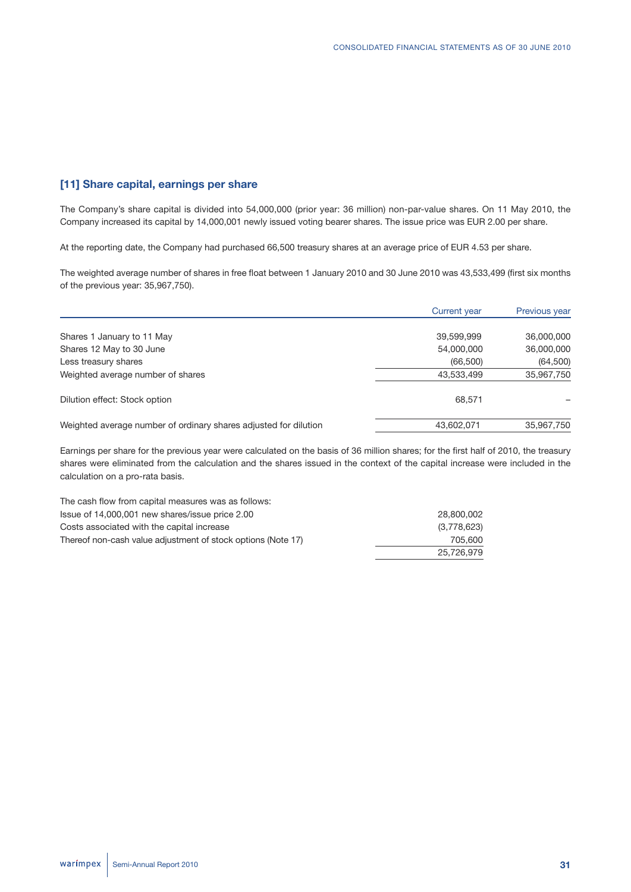## [11] Share capital, earnings per share

The Company's share capital is divided into 54,000,000 (prior year: 36 million) non-par-value shares. On 11 May 2010, the Company increased its capital by 14,000,001 newly issued voting bearer shares. The issue price was EUR 2.00 per share.

At the reporting date, the Company had purchased 66,500 treasury shares at an average price of EUR 4.53 per share.

The weighted average number of shares in free float between 1 January 2010 and 30 June 2010 was 43,533,499 (first six months of the previous year: 35,967,750).

| | Current year | Previous year |
|---|---|---|
| Shares 1 January to 11 May | 39,599,999 | 36,000,000 |
| Shares 12 May to 30 June | 54,000,000 | 36,000,000 |
| Less treasury shares | (66,500) | (64,500) |
| Weighted average number of shares | 43,533,499 | 35,967,750 |
| Dilution effect: Stock option | 68,571 | – |
| Weighted average number of ordinary shares adjusted for dilution | 43,602,071 | 35,967,750 |

Earnings per share for the previous year were calculated on the basis of 36 million shares; for the first half of 2010, the treasury shares were eliminated from the calculation and the shares issued in the context of the capital increase were included in the calculation on a pro-rata basis.

| The cash flow from capital measures was as follows: | |
|---|---|
| Issue of 14,000,001 new shares/issue price 2.00 | 28,800,002 |
| Costs associated with the capital increase | (3,778,623) |
| Thereof non-cash value adjustment of stock options (Note 17) | 705,600 |
| | 25,726,979 |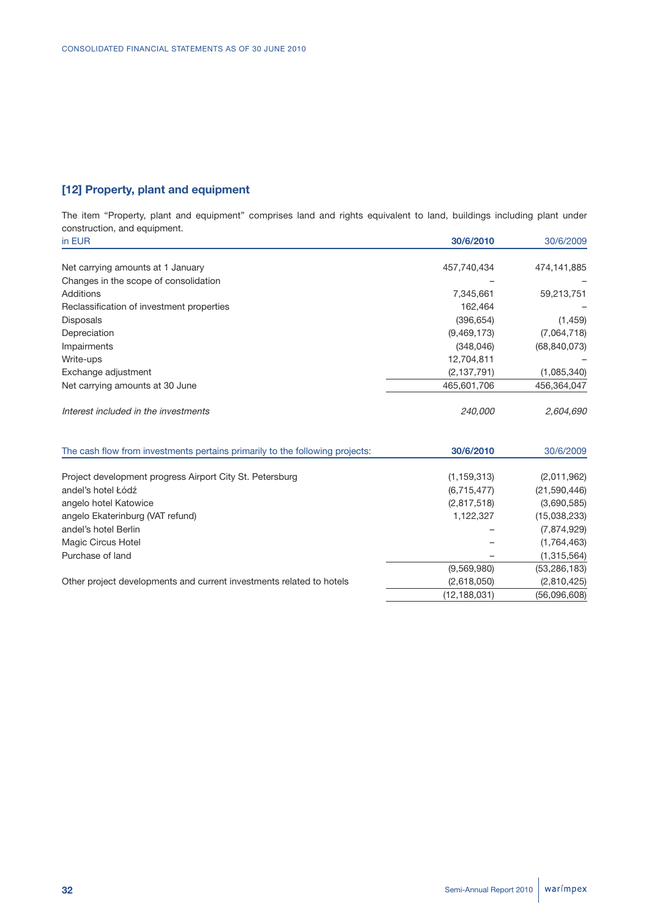## [12] Property, plant and equipment

The item "Property, plant and equipment" comprises land and rights equivalent to land, buildings including plant under construction, and equipment.

| in EUR | 30/6/2010 | 30/6/2009 |
|---|---|---|
| Net carrying amounts at 1 January | 457,740,434 | 474,141,885 |
| Changes in the scope of consolidation | – | – |
| Additions | 7,345,661 | 59,213,751 |
| Reclassification of investment properties | 162,464 | – |
| Disposals | (396,654) | (1,459) |
| Depreciation | (9,469,173) | (7,064,718) |
| Impairments | (348,046) | (68,840,073) |
| Write-ups | 12,704,811 | – |
| Exchange adjustment | (2,137,791) | (1,085,340) |
| Net carrying amounts at 30 June | 465,601,706 | 456,364,047 |
| *Interest included in the investments* | *240,000* | *2,604,690* |

| The cash flow from investments pertains primarily to the following projects: | 30/6/2010 | 30/6/2009 |
|---|---|---|
| Project development progress Airport City St. Petersburg | (1,159,313) | (2,011,962) |
| andel's hotel Łódź | (6,715,477) | (21,590,446) |
| angelo hotel Katowice | (2,817,518) | (3,690,585) |
| angelo Ekaterinburg (VAT refund) | 1,122,327 | (15,038,233) |
| andel's hotel Berlin | – | (7,874,929) |
| Magic Circus Hotel | – | (1,764,463) |
| Purchase of land | – | (1,315,564) |
| | (9,569,980) | (53,286,183) |
| Other project developments and current investments related to hotels | (2,618,050) | (2,810,425) |
| | (12,188,031) | (56,096,608) |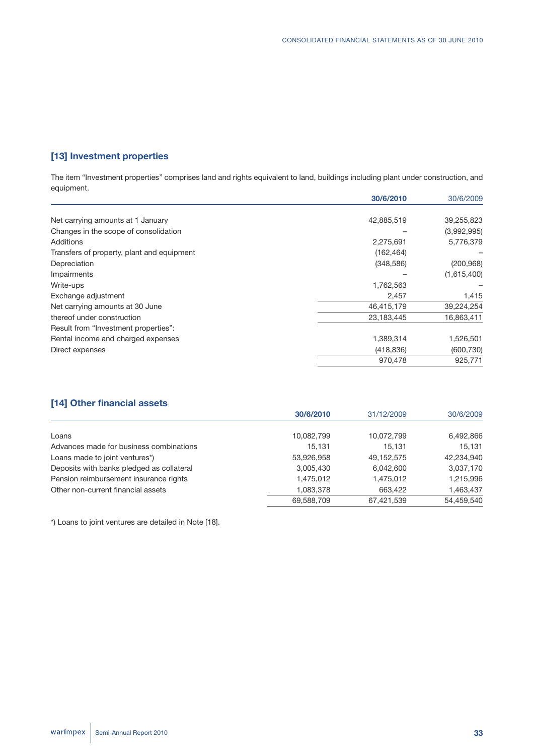## [13] Investment properties

The item "Investment properties" comprises land and rights equivalent to land, buildings including plant under construction, and equipment.

| | 30/6/2010 | 30/6/2009 |
|---|---|---|
| Net carrying amounts at 1 January | 42,885,519 | 39,255,823 |
| Changes in the scope of consolidation | – | (3,992,995) |
| Additions | 2,275,691 | 5,776,379 |
| Transfers of property, plant and equipment | (162,464) | – |
| Depreciation | (348,586) | (200,968) |
| Impairments | – | (1,615,400) |
| Write-ups | 1,762,563 | – |
| Exchange adjustment | 2,457 | 1,415 |
| Net carrying amounts at 30 June | 46,415,179 | 39,224,254 |
| thereof under construction | 23,183,445 | 16,863,411 |
| Result from "Investment properties": | | |
| Rental income and charged expenses | 1,389,314 | 1,526,501 |
| Direct expenses | (418,836) | (600,730) |
| | 970,478 | 925,771 |

## [14] Other financial assets

| | 30/6/2010 | 31/12/2009 | 30/6/2009 |
|---|---|---|---|
| Loans | 10,082,799 | 10,072,799 | 6,492,866 |
| Advances made for business combinations | 15,131 | 15,131 | 15,131 |
| Loans made to joint ventures*) | 53,926,958 | 49,152,575 | 42,234,940 |
| Deposits with banks pledged as collateral | 3,005,430 | 6,042,600 | 3,037,170 |
| Pension reimbursement insurance rights | 1,475,012 | 1,475,012 | 1,215,996 |
| Other non-current financial assets | 1,083,378 | 663,422 | 1,463,437 |
| | 69,588,709 | 67,421,539 | 54,459,540 |

*) Loans to joint ventures are detailed in Note [18].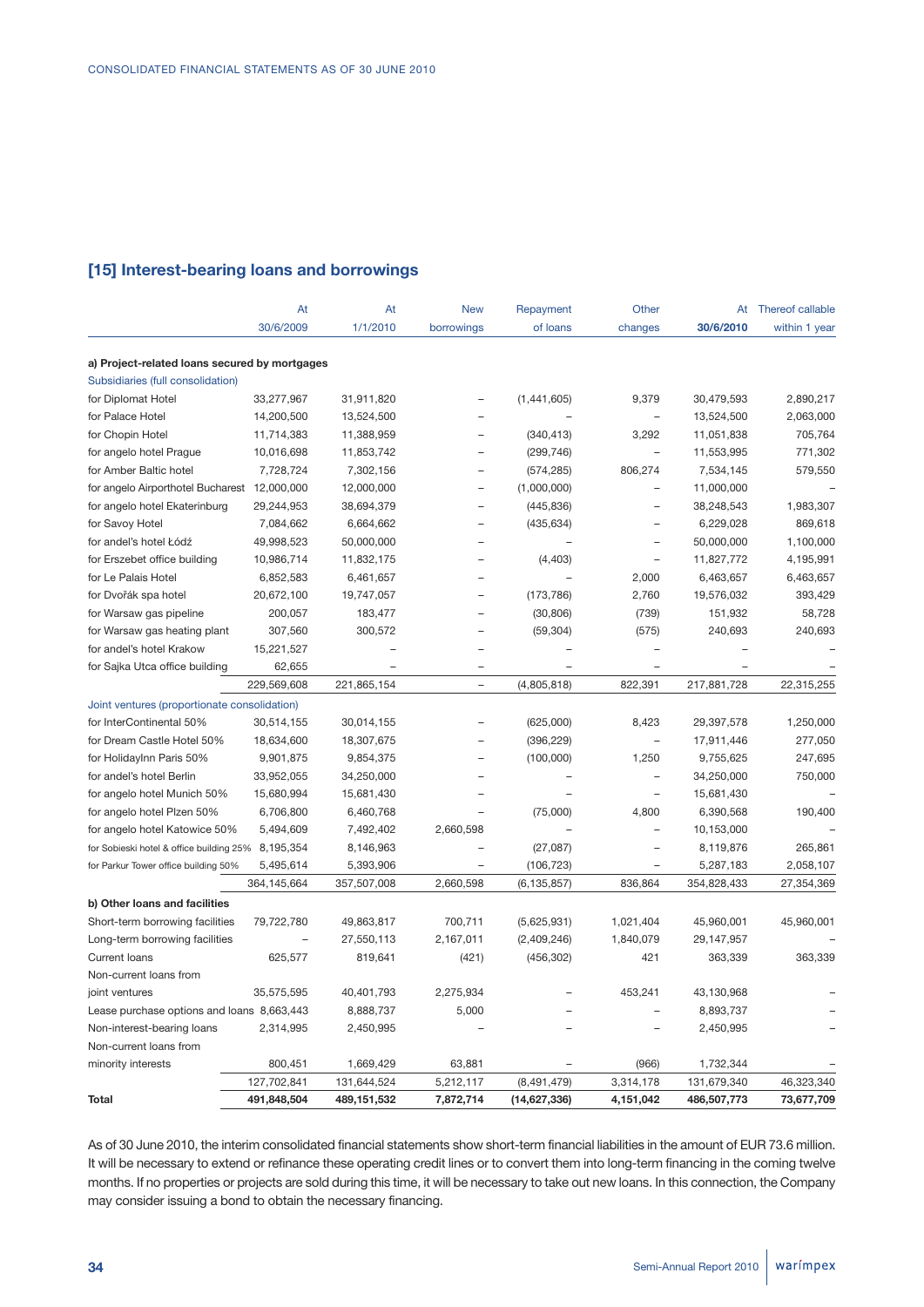## [15] Interest-bearing loans and borrowings

| | At 30/6/2009 | At 1/1/2010 | New borrowings | Repayment of loans | Other changes | At 30/6/2010 | Thereof callable within 1 year |
|---|---|---|---|---|---|---|---|
| **a) Project-related loans secured by mortgages** | | | | | | | |
| Subsidiaries (full consolidation) | | | | | | | |
| for Diplomat Hotel | 33,277,967 | 31,911,820 | – | (1,441,605) | 9,379 | 30,479,593 | 2,890,217 |
| for Palace Hotel | 14,200,500 | 13,524,500 | – | – | – | 13,524,500 | 2,063,000 |
| for Chopin Hotel | 11,714,383 | 11,388,959 | – | (340,413) | 3,292 | 11,051,838 | 705,764 |
| for angelo hotel Prague | 10,016,698 | 11,853,742 | – | (299,746) | – | 11,553,995 | 771,302 |
| for Amber Baltic hotel | 7,728,724 | 7,302,156 | – | (574,285) | 806,274 | 7,534,145 | 579,550 |
| for angelo Airporthotel Bucharest | 12,000,000 | 12,000,000 | – | (1,000,000) | – | 11,000,000 | – |
| for angelo hotel Ekaterinburg | 29,244,953 | 38,694,379 | – | (445,836) | – | 38,248,543 | 1,983,307 |
| for Savoy Hotel | 7,084,662 | 6,664,662 | – | (435,634) | – | 6,229,028 | 869,618 |
| for andel's hotel Łódź | 49,998,523 | 50,000,000 | – | – | – | 50,000,000 | 1,100,000 |
| for Erszebet office building | 10,986,714 | 11,832,175 | – | (4,403) | – | 11,827,772 | 4,195,991 |
| for Le Palais Hotel | 6,852,583 | 6,461,657 | – | – | 2,000 | 6,463,657 | 6,463,657 |
| for Dvořák spa hotel | 20,672,100 | 19,747,057 | – | (173,786) | 2,760 | 19,576,032 | 393,429 |
| for Warsaw gas pipeline | 200,057 | 183,477 | – | (30,806) | (739) | 151,932 | 58,728 |
| for Warsaw gas heating plant | 307,560 | 300,572 | – | (59,304) | (575) | 240,693 | 240,693 |
| for andel's hotel Krakow | 15,221,527 | – | – | – | – | – | – |
| for Sajka Utca office building | 62,655 | – | – | – | – | – | – |
| | 229,569,608 | 221,865,154 | – | (4,805,818) | 822,391 | 217,881,728 | 22,315,255 |
| Joint ventures (proportionate consolidation) | | | | | | | |
| for InterContinental 50% | 30,514,155 | 30,014,155 | – | (625,000) | 8,423 | 29,397,578 | 1,250,000 |
| for Dream Castle Hotel 50% | 18,634,600 | 18,307,675 | – | (396,229) | – | 17,911,446 | 277,050 |
| for HolidayInn Paris 50% | 9,901,875 | 9,854,375 | – | (100,000) | 1,250 | 9,755,625 | 247,695 |
| for andel's hotel Berlin | 33,952,055 | 34,250,000 | – | – | – | 34,250,000 | 750,000 |
| for angelo hotel Munich 50% | 15,680,994 | 15,681,430 | – | – | – | 15,681,430 | – |
| for angelo hotel Plzen 50% | 6,706,800 | 6,460,768 | – | (75,000) | 4,800 | 6,390,568 | 190,400 |
| for angelo hotel Katowice 50% | 5,494,609 | 7,492,402 | 2,660,598 | – | – | 10,153,000 | – |
| for Sobieski hotel & office building 25% | 8,195,354 | 8,146,963 | – | (27,087) | – | 8,119,876 | 265,861 |
| for Parkur Tower office building 50% | 5,495,614 | 5,393,906 | – | (106,723) | – | 5,287,183 | 2,058,107 |
| | 364,145,664 | 357,507,008 | 2,660,598 | (6,135,857) | 836,864 | 354,828,433 | 27,354,369 |
| **b) Other loans and facilities** | | | | | | | |
| Short-term borrowing facilities | 79,722,780 | 49,863,817 | 700,711 | (5,625,931) | 1,021,404 | 45,960,001 | 45,960,001 |
| Long-term borrowing facilities | – | 27,550,113 | 2,167,011 | (2,409,246) | 1,840,079 | 29,147,957 | – |
| Current loans | 625,577 | 819,641 | (421) | (456,302) | 421 | 363,339 | 363,339 |
| Non-current loans from joint ventures | 35,575,595 | 40,401,793 | 2,275,934 | – | 453,241 | 43,130,968 | – |
| Lease purchase options and loans | 8,663,443 | 8,888,737 | 5,000 | – | – | 8,893,737 | – |
| Non-interest-bearing loans | 2,314,995 | 2,450,995 | – | – | – | 2,450,995 | – |
| Non-current loans from minority interests | 800,451 | 1,669,429 | 63,881 | – | (966) | 1,732,344 | – |
| | 127,702,841 | 131,644,524 | 5,212,117 | (8,491,479) | 3,314,178 | 131,679,340 | 46,323,340 |
| **Total** | **491,848,504** | **489,151,532** | **7,872,714** | **(14,627,336)** | **4,151,042** | **486,507,773** | **73,677,709** |

As of 30 June 2010, the interim consolidated financial statements show short-term financial liabilities in the amount of EUR 73.6 million. It will be necessary to extend or refinance these operating credit lines or to convert them into long-term financing in the coming twelve months. If no properties or projects are sold during this time, it will be necessary to take out new loans. In this connection, the Company may consider issuing a bond to obtain the necessary financing.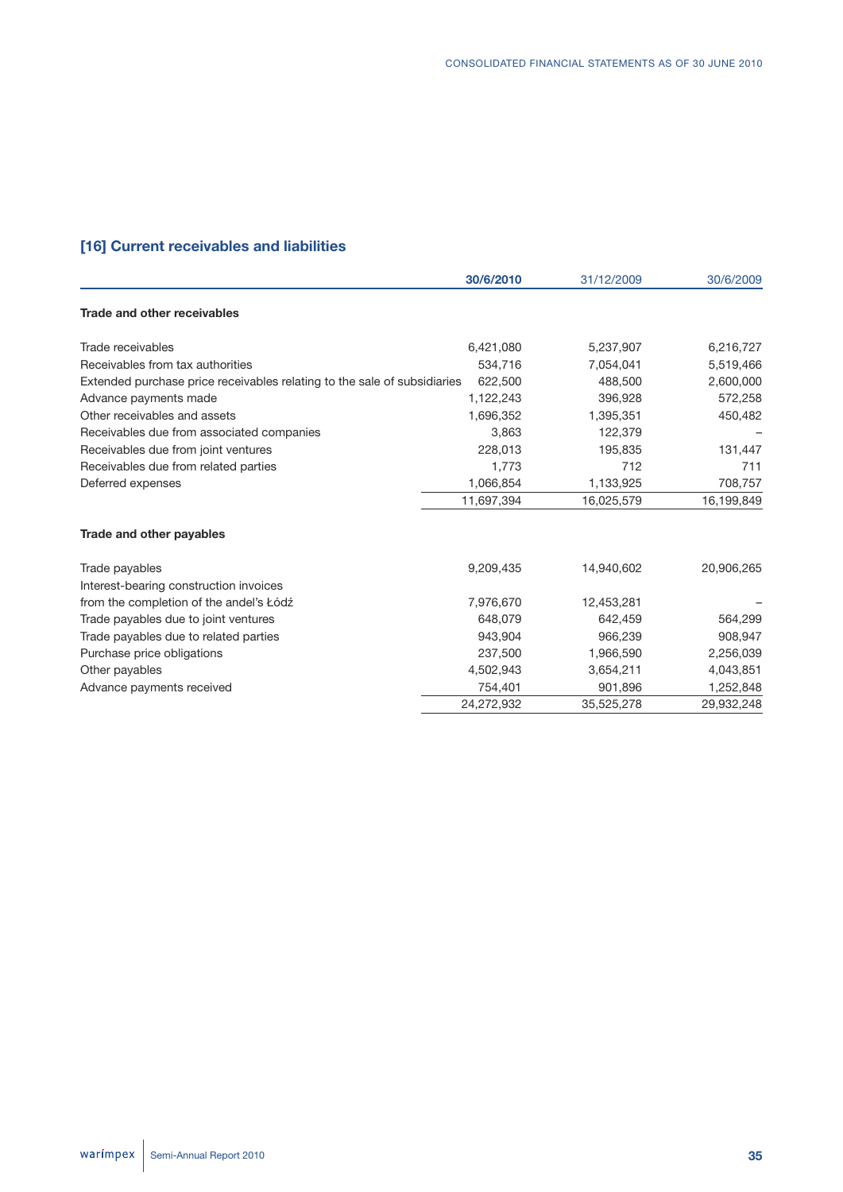## [16] Current receivables and liabilities

| | 30/6/2010 | 31/12/2009 | 30/6/2009 |
|---|---|---|---|
| **Trade and other receivables** | | | |
| Trade receivables | 6,421,080 | 5,237,907 | 6,216,727 |
| Receivables from tax authorities | 534,716 | 7,054,041 | 5,519,466 |
| Extended purchase price receivables relating to the sale of subsidiaries | 622,500 | 488,500 | 2,600,000 |
| Advance payments made | 1,122,243 | 396,928 | 572,258 |
| Other receivables and assets | 1,696,352 | 1,395,351 | 450,482 |
| Receivables due from associated companies | 3,863 | 122,379 | – |
| Receivables due from joint ventures | 228,013 | 195,835 | 131,447 |
| Receivables due from related parties | 1,773 | 712 | 711 |
| Deferred expenses | 1,066,854 | 1,133,925 | 708,757 |
| | 11,697,394 | 16,025,579 | 16,199,849 |
| **Trade and other payables** | | | |
| Trade payables | 9,209,435 | 14,940,602 | 20,906,265 |
| Interest-bearing construction invoices from the completion of the andel's Łódź | 7,976,670 | 12,453,281 | – |
| Trade payables due to joint ventures | 648,079 | 642,459 | 564,299 |
| Trade payables due to related parties | 943,904 | 966,239 | 908,947 |
| Purchase price obligations | 237,500 | 1,966,590 | 2,256,039 |
| Other payables | 4,502,943 | 3,654,211 | 4,043,851 |
| Advance payments received | 754,401 | 901,896 | 1,252,848 |
| | 24,272,932 | 35,525,278 | 29,932,248 |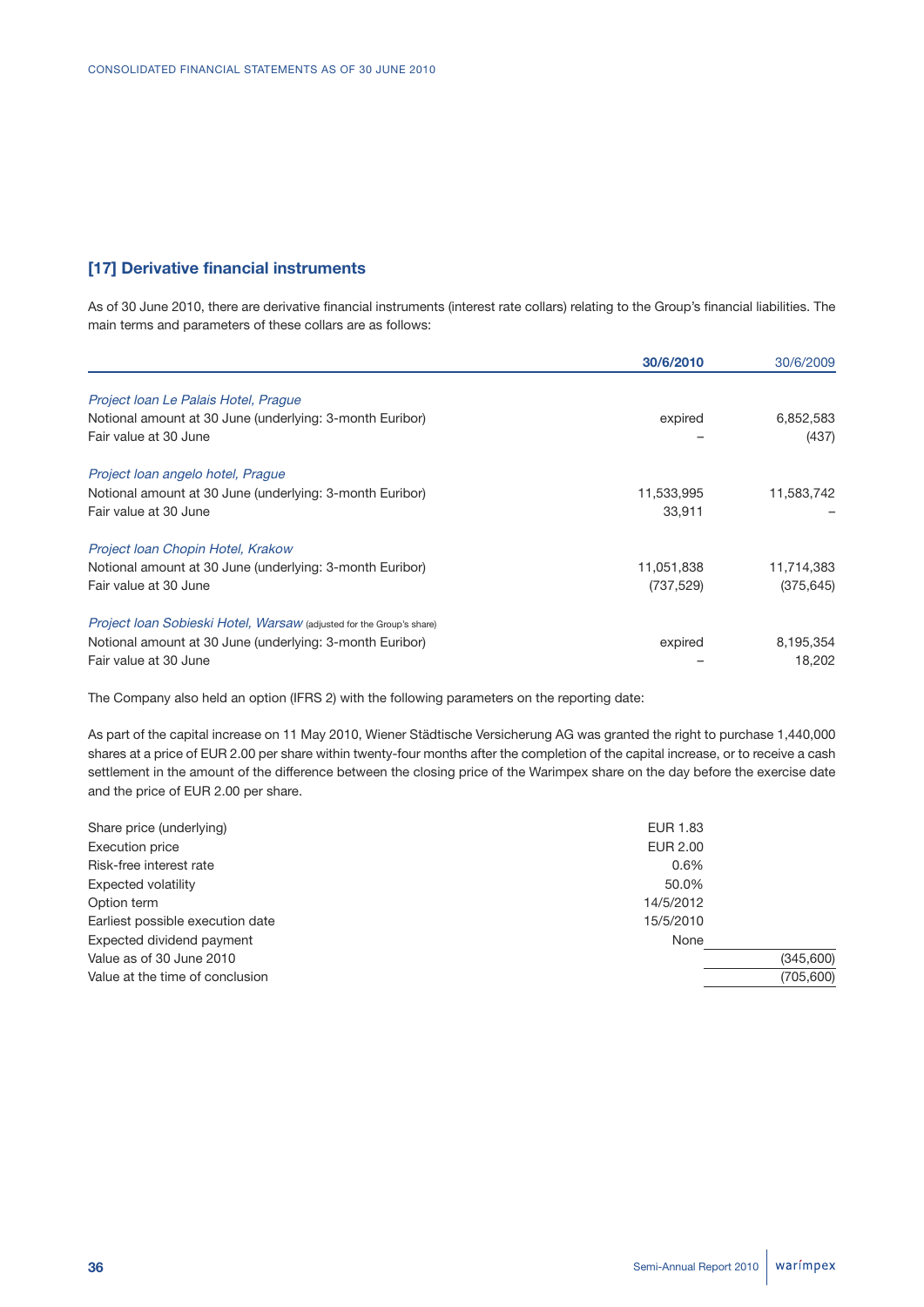## [17] Derivative financial instruments

As of 30 June 2010, there are derivative financial instruments (interest rate collars) relating to the Group's financial liabilities. The main terms and parameters of these collars are as follows:

| | **30/6/2010** | 30/6/2009 |
|---|---|---|
| *Project loan Le Palais Hotel, Prague* | | |
| Notional amount at 30 June (underlying: 3-month Euribor) | expired | 6,852,583 |
| Fair value at 30 June | – | (437) |
| *Project loan angelo hotel, Prague* | | |
| Notional amount at 30 June (underlying: 3-month Euribor) | 11,533,995 | 11,583,742 |
| Fair value at 30 June | 33,911 | – |
| *Project loan Chopin Hotel, Krakow* | | |
| Notional amount at 30 June (underlying: 3-month Euribor) | 11,051,838 | 11,714,383 |
| Fair value at 30 June | (737,529) | (375,645) |
| *Project loan Sobieski Hotel, Warsaw* (adjusted for the Group's share) | | |
| Notional amount at 30 June (underlying: 3-month Euribor) | expired | 8,195,354 |
| Fair value at 30 June | – | 18,202 |

The Company also held an option (IFRS 2) with the following parameters on the reporting date:

As part of the capital increase on 11 May 2010, Wiener Städtische Versicherung AG was granted the right to purchase 1,440,000 shares at a price of EUR 2.00 per share within twenty-four months after the completion of the capital increase, or to receive a cash settlement in the amount of the difference between the closing price of the Warimpex share on the day before the exercise date and the price of EUR 2.00 per share.

| | | |
|---|---|---|
| Share price (underlying) | EUR 1.83 | |
| Execution price | EUR 2.00 | |
| Risk-free interest rate | 0.6% | |
| Expected volatility | 50.0% | |
| Option term | 14/5/2012 | |
| Earliest possible execution date | 15/5/2010 | |
| Expected dividend payment | None | |
| Value as of 30 June 2010 | | (345,600) |
| Value at the time of conclusion | | (705,600) |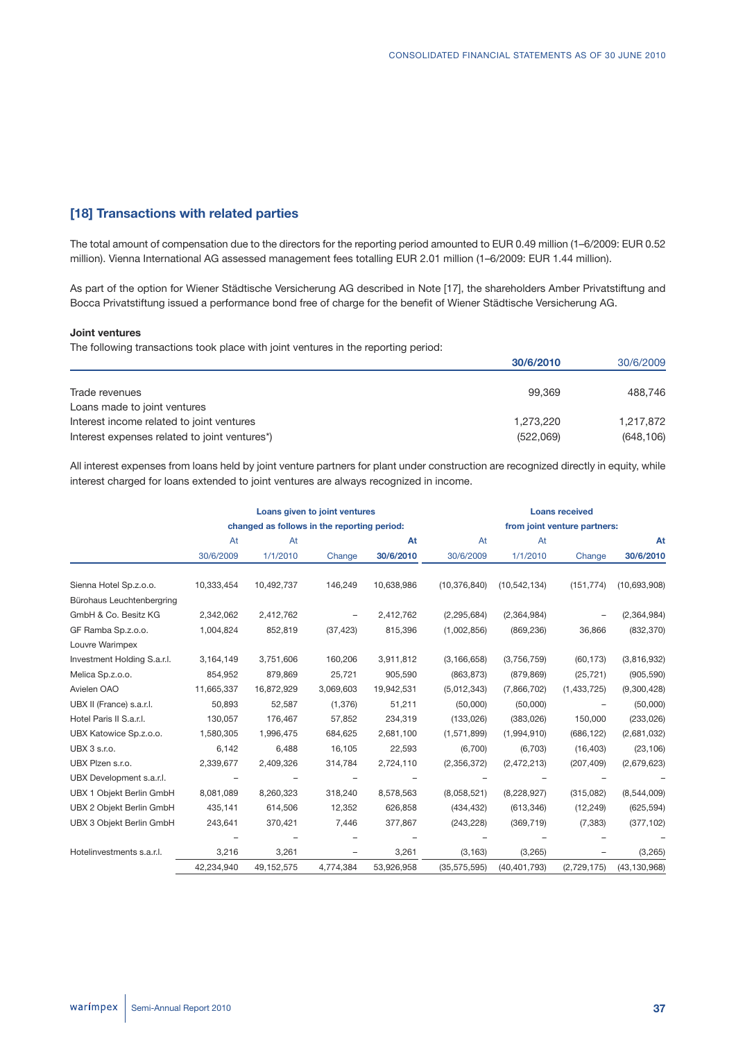## [18] Transactions with related parties

The total amount of compensation due to the directors for the reporting period amounted to EUR 0.49 million (1–6/2009: EUR 0.52 million). Vienna International AG assessed management fees totalling EUR 2.01 million (1–6/2009: EUR 1.44 million).

As part of the option for Wiener Städtische Versicherung AG described in Note [17], the shareholders Amber Privatstiftung and Bocca Privatstiftung issued a performance bond free of charge for the benefit of Wiener Städtische Versicherung AG.

**Joint ventures**

The following transactions took place with joint ventures in the reporting period:

| | 30/6/2010 | 30/6/2009 |
|---|---|---|
| Trade revenues | 99,369 | 488,746 |
| Loans made to joint ventures | | |
| Interest income related to joint ventures | 1,273,220 | 1,217,872 |
| Interest expenses related to joint ventures*) | (522,069) | (648,106) |

All interest expenses from loans held by joint venture partners for plant under construction are recognized directly in equity, while interest charged for loans extended to joint ventures are always recognized in income.

| | Loans given to joint ventures changed as follows in the reporting period: | | | | Loans received from joint venture partners: | | | |
|---|---|---|---|---|---|---|---|---|
| | At 30/6/2009 | At 1/1/2010 | Change | At 30/6/2010 | At 30/6/2009 | At 1/1/2010 | Change | At 30/6/2010 |
| Sienna Hotel Sp.z.o.o. | 10,333,454 | 10,492,737 | 146,249 | 10,638,986 | (10,376,840) | (10,542,134) | (151,774) | (10,693,908) |
| Bürohaus Leuchtenbergring GmbH & Co. Besitz KG | 2,342,062 | 2,412,762 | – | 2,412,762 | (2,295,684) | (2,364,984) | – | (2,364,984) |
| GF Ramba Sp.z.o.o. | 1,004,824 | 852,819 | (37,423) | 815,396 | (1,002,856) | (869,236) | 36,866 | (832,370) |
| Louvre Warimpex Investment Holding S.a.r.l. | 3,164,149 | 3,751,606 | 160,206 | 3,911,812 | (3,166,658) | (3,756,759) | (60,173) | (3,816,932) |
| Melica Sp.z.o.o. | 854,952 | 879,869 | 25,721 | 905,590 | (863,873) | (879,869) | (25,721) | (905,590) |
| Avielen OAO | 11,665,337 | 16,872,929 | 3,069,603 | 19,942,531 | (5,012,343) | (7,866,702) | (1,433,725) | (9,300,428) |
| UBX II (France) s.a.r.l. | 50,893 | 52,587 | (1,376) | 51,211 | (50,000) | (50,000) | – | (50,000) |
| Hotel Paris II S.a.r.l. | 130,057 | 176,467 | 57,852 | 234,319 | (133,026) | (383,026) | 150,000 | (233,026) |
| UBX Katowice Sp.z.o.o. | 1,580,305 | 1,996,475 | 684,625 | 2,681,100 | (1,571,899) | (1,994,910) | (686,122) | (2,681,032) |
| UBX 3 s.r.o. | 6,142 | 6,488 | 16,105 | 22,593 | (6,700) | (6,703) | (16,403) | (23,106) |
| UBX Plzen s.r.o. | 2,339,677 | 2,409,326 | 314,784 | 2,724,110 | (2,356,372) | (2,472,213) | (207,409) | (2,679,623) |
| UBX Development s.a.r.l. | – | – | – | – | – | – | – | – |
| UBX 1 Objekt Berlin GmbH | 8,081,089 | 8,260,323 | 318,240 | 8,578,563 | (8,058,521) | (8,228,927) | (315,082) | (8,544,009) |
| UBX 2 Objekt Berlin GmbH | 435,141 | 614,506 | 12,352 | 626,858 | (434,432) | (613,346) | (12,249) | (625,594) |
| UBX 3 Objekt Berlin GmbH | 243,641 | 370,421 | 7,446 | 377,867 | (243,228) | (369,719) | (7,383) | (377,102) |
| | – | – | – | – | – | – | – | – |
| Hotelinvestments s.a.r.l. | 3,216 | 3,261 | – | 3,261 | (3,163) | (3,265) | – | (3,265) |
| | 42,234,940 | 49,152,575 | 4,774,384 | 53,926,958 | (35,575,595) | (40,401,793) | (2,729,175) | (43,130,968) |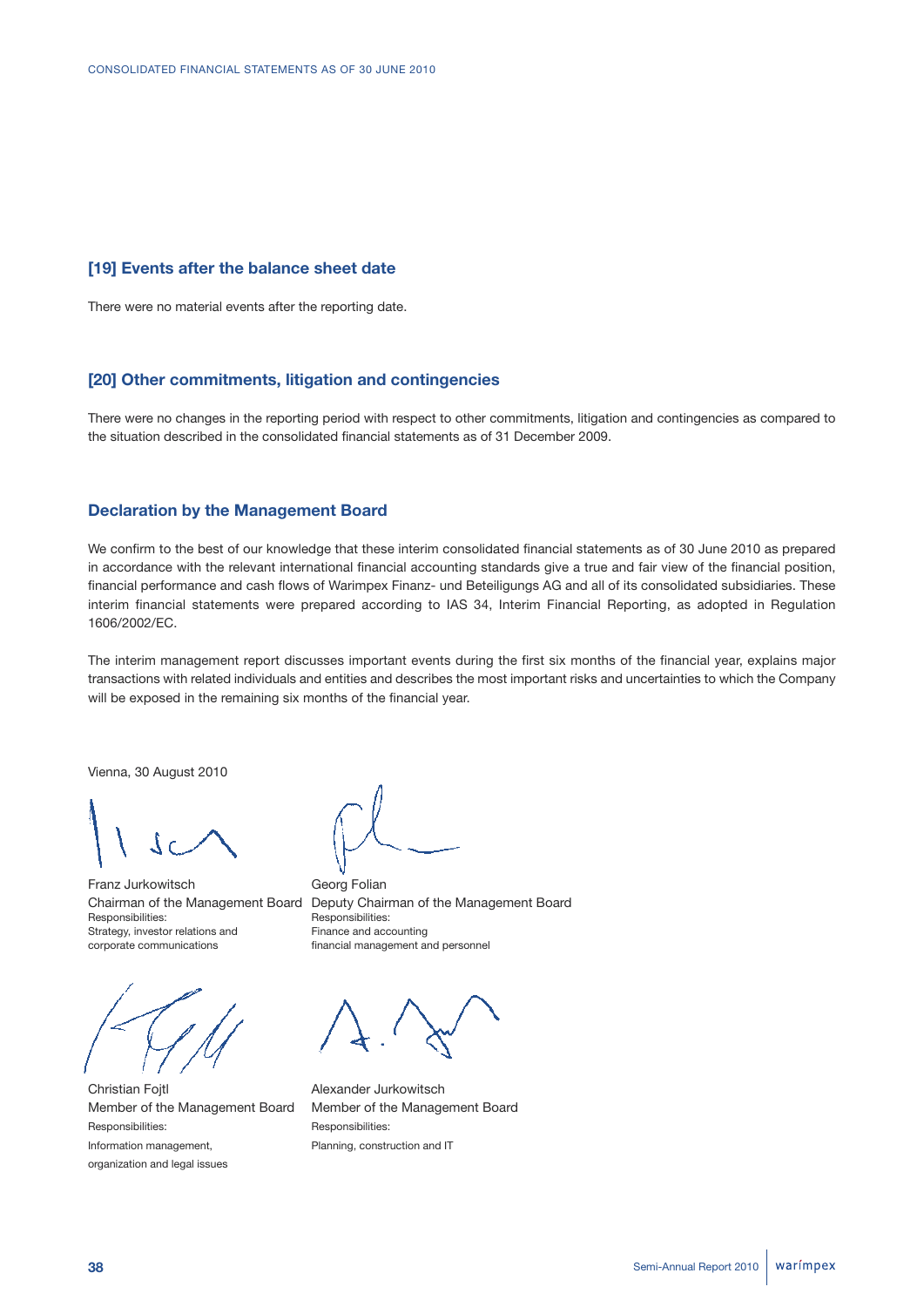## [19] Events after the balance sheet date

There were no material events after the reporting date.

## [20] Other commitments, litigation and contingencies

There were no changes in the reporting period with respect to other commitments, litigation and contingencies as compared to the situation described in the consolidated financial statements as of 31 December 2009.

## Declaration by the Management Board

We confirm to the best of our knowledge that these interim consolidated financial statements as of 30 June 2010 as prepared in accordance with the relevant international financial accounting standards give a true and fair view of the financial position, financial performance and cash flows of Warimpex Finanz- und Beteiligungs AG and all of its consolidated subsidiaries. These interim financial statements were prepared according to IAS 34, Interim Financial Reporting, as adopted in Regulation 1606/2002/EC.

The interim management report discusses important events during the first six months of the financial year, explains major transactions with related individuals and entities and describes the most important risks and uncertainties to which the Company will be exposed in the remaining six months of the financial year.

Vienna, 30 August 2010

Franz Jurkowitsch
Chairman of the Management Board
Responsibilities:
Strategy, investor relations and corporate communications

Georg Folian
Deputy Chairman of the Management Board
Responsibilities:
Finance and accounting financial management and personnel

Christian Fojtl
Member of the Management Board
Responsibilities:
Information management, organization and legal issues

Alexander Jurkowitsch
Member of the Management Board
Responsibilities:
Planning, construction and IT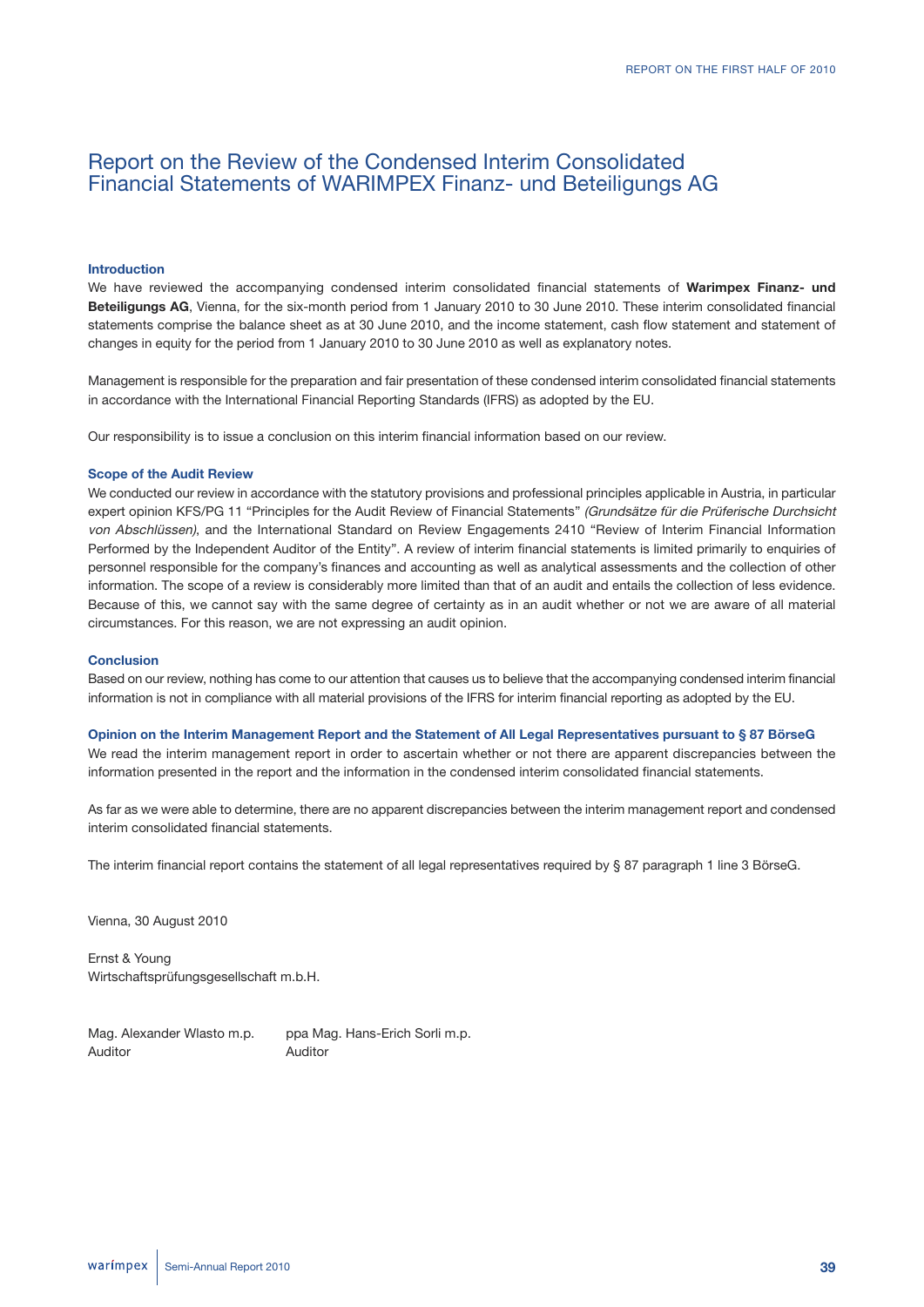# Report on the Review of the Condensed Interim Consolidated Financial Statements of WARIMPEX Finanz- und Beteiligungs AG

### Introduction

We have reviewed the accompanying condensed interim consolidated financial statements of **Warimpex Finanz- und Beteiligungs AG**, Vienna, for the six-month period from 1 January 2010 to 30 June 2010. These interim consolidated financial statements comprise the balance sheet as at 30 June 2010, and the income statement, cash flow statement and statement of changes in equity for the period from 1 January 2010 to 30 June 2010 as well as explanatory notes.

Management is responsible for the preparation and fair presentation of these condensed interim consolidated financial statements in accordance with the International Financial Reporting Standards (IFRS) as adopted by the EU.

Our responsibility is to issue a conclusion on this interim financial information based on our review.

### Scope of the Audit Review

We conducted our review in accordance with the statutory provisions and professional principles applicable in Austria, in particular expert opinion KFS/PG 11 "Principles for the Audit Review of Financial Statements" *(Grundsätze für die Prüferische Durchsicht von Abschlüssen)*, and the International Standard on Review Engagements 2410 "Review of Interim Financial Information Performed by the Independent Auditor of the Entity". A review of interim financial statements is limited primarily to enquiries of personnel responsible for the company's finances and accounting as well as analytical assessments and the collection of other information. The scope of a review is considerably more limited than that of an audit and entails the collection of less evidence. Because of this, we cannot say with the same degree of certainty as in an audit whether or not we are aware of all material circumstances. For this reason, we are not expressing an audit opinion.

### Conclusion

Based on our review, nothing has come to our attention that causes us to believe that the accompanying condensed interim financial information is not in compliance with all material provisions of the IFRS for interim financial reporting as adopted by the EU.

### Opinion on the Interim Management Report and the Statement of All Legal Representatives pursuant to § 87 BörseG

We read the interim management report in order to ascertain whether or not there are apparent discrepancies between the information presented in the report and the information in the condensed interim consolidated financial statements.

As far as we were able to determine, there are no apparent discrepancies between the interim management report and condensed interim consolidated financial statements.

The interim financial report contains the statement of all legal representatives required by § 87 paragraph 1 line 3 BörseG.

Vienna, 30 August 2010

Ernst & Young
Wirtschaftsprüfungsgesellschaft m.b.H.

Mag. Alexander Wlasto m.p.
Auditor

ppa Mag. Hans-Erich Sorli m.p.
Auditor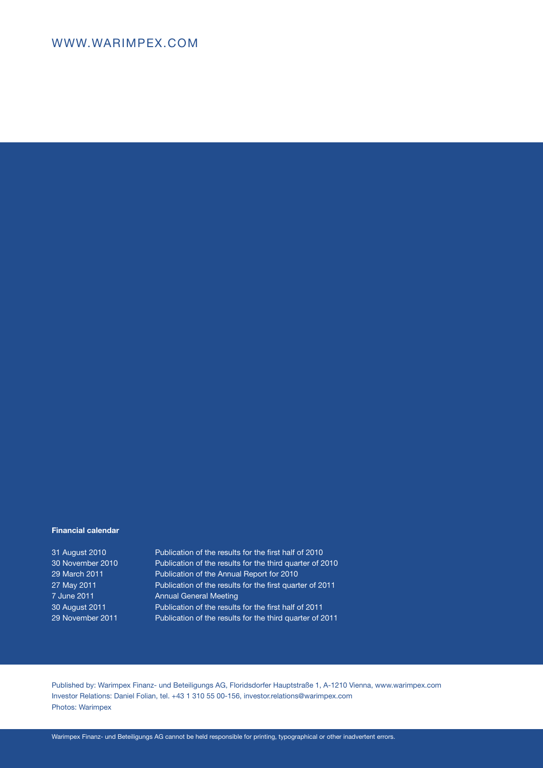WWW.WARIMPEX.COM

**Financial calendar**

| | |
|---|---|
| 31 August 2010 | Publication of the results for the first half of 2010 |
| 30 November 2010 | Publication of the results for the third quarter of 2010 |
| 29 March 2011 | Publication of the Annual Report for 2010 |
| 27 May 2011 | Publication of the results for the first quarter of 2011 |
| 7 June 2011 | Annual General Meeting |
| 30 August 2011 | Publication of the results for the first half of 2011 |
| 29 November 2011 | Publication of the results for the third quarter of 2011 |

Published by: Warimpex Finanz- und Beteiligungs AG, Floridsdorfer Hauptstraße 1, A-1210 Vienna, www.warimpex.com
Investor Relations: Daniel Folian, tel. +43 1 310 55 00-156, investor.relations@warimpex.com
Photos: Warimpex

Warimpex Finanz- und Beteiligungs AG cannot be held responsible for printing, typographical or other inadvertent errors.